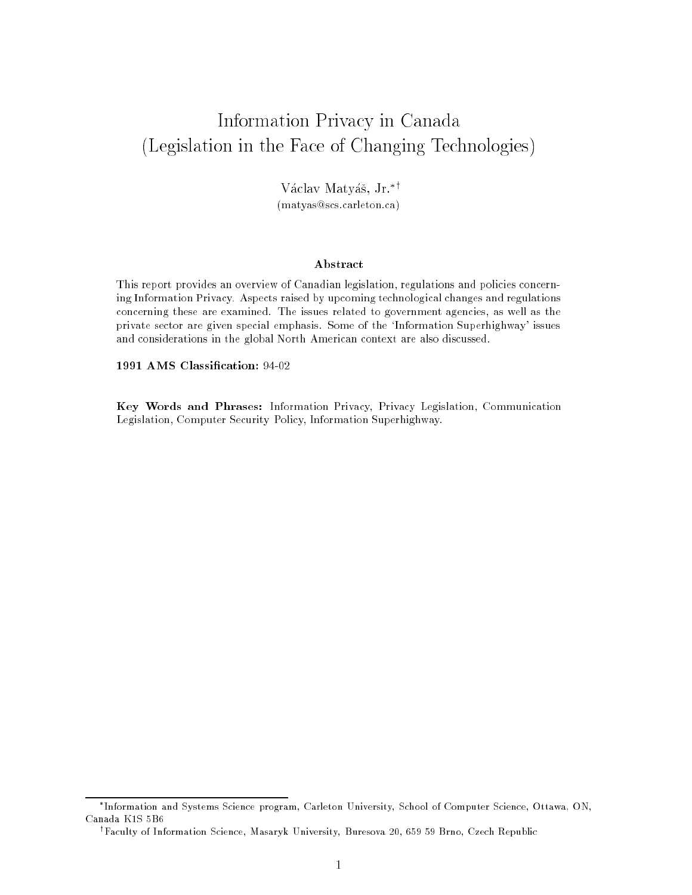# Information Privacy in Canada (Legislation in the Face of Changing Technologies)

Václav Matyáš, Jr.[*,†]
(matyas@scs.carleton.ca)

### Abstract

This report provides an overview of Canadian legislation, regulations and policies concerning Information Privacy. Aspects raised by upcoming technological changes and regulations concerning these are examined. The issues related to government agencies, as well as the private sector are given special emphasis. Some of the 'Information Superhighway' issues and considerations in the global North American context are also discussed.

**1991 AMS Classification:** 94-02

**Key Words and Phrases:** Information Privacy, Privacy Legislation, Communication Legislation, Computer Security Policy, Information Superhighway.

---

[*] Information and Systems Science program, Carleton University, School of Computer Science, Ottawa, ON, Canada K1S 5B6

[†] Faculty of Information Science, Masaryk University, Buresova 20, 659 59 Brno, Czech Republic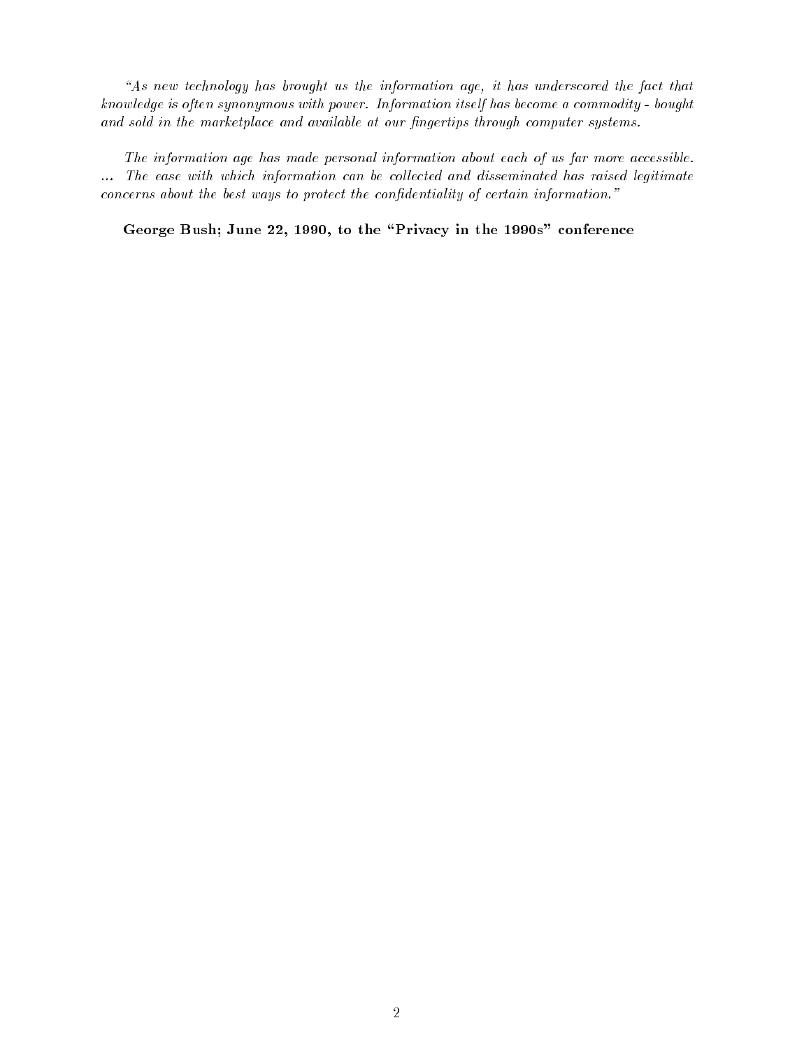*"As new technology has brought us the information age, it has underscored the fact that knowledge is often synonymous with power. Information itself has become a commodity - bought and sold in the marketplace and available at our fingertips through computer systems.*

*The information age has made personal information about each of us far more accessible. ... The ease with which information can be collected and disseminated has raised legitimate concerns about the best ways to protect the confidentiality of certain information."*

**George Bush; June 22, 1990, to the "Privacy in the 1990s" conference**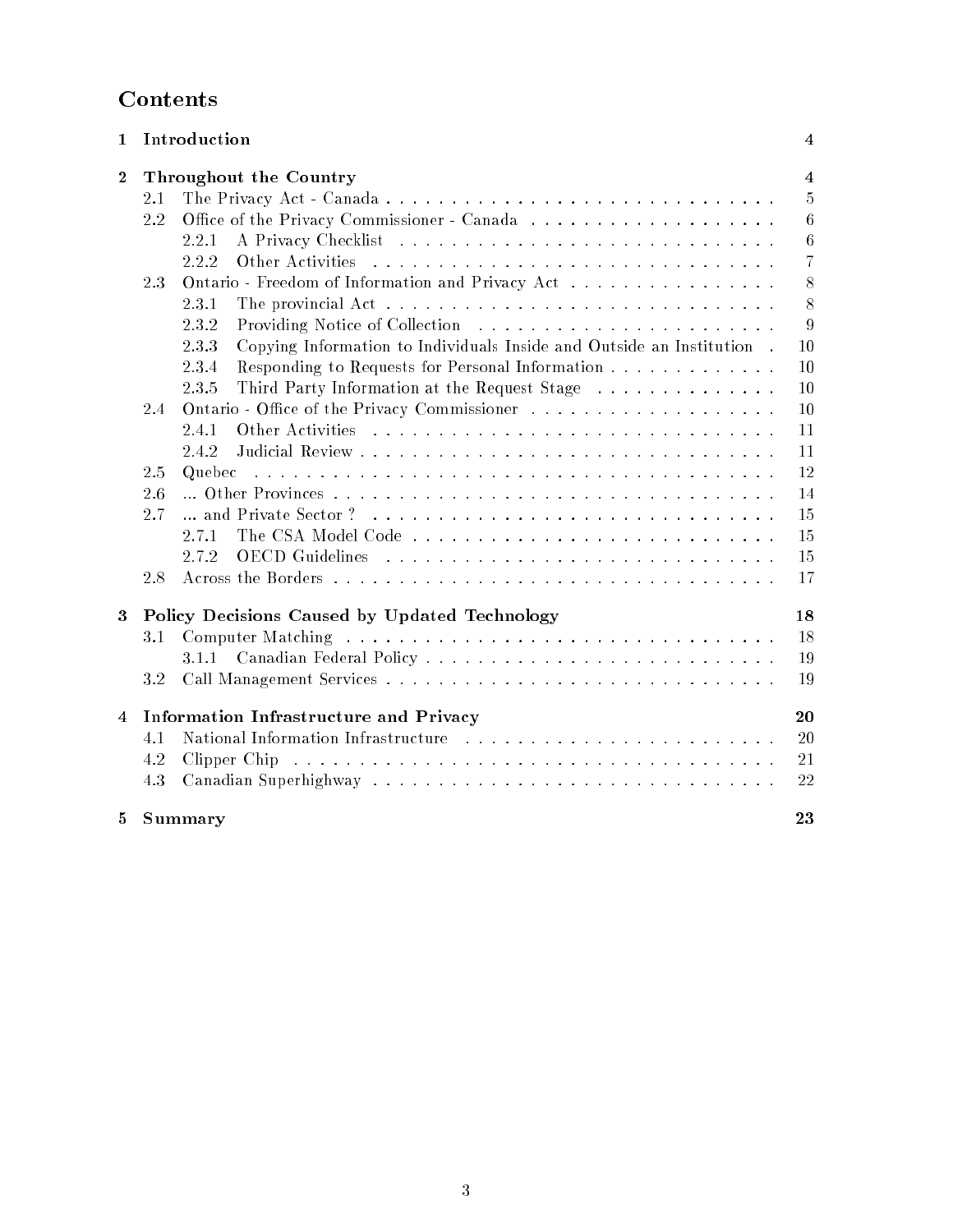# Contents

1 Introduction 4

2 Throughout the Country 4
- 2.1 The Privacy Act - Canada . . . . . . . . . . . . . . . . . . . . . . . . . . . . . . 5
- 2.2 Office of the Privacy Commissioner - Canada . . . . . . . . . . . . . . . . . . . 6
  - 2.2.1 A Privacy Checklist . . . . . . . . . . . . . . . . . . . . . . . . . . . . 6
  - 2.2.2 Other Activities . . . . . . . . . . . . . . . . . . . . . . . . . . . . . . 7
- 2.3 Ontario - Freedom of Information and Privacy Act . . . . . . . . . . . . . . . . 8
  - 2.3.1 The provincial Act . . . . . . . . . . . . . . . . . . . . . . . . . . . . . 8
  - 2.3.2 Providing Notice of Collection . . . . . . . . . . . . . . . . . . . . . . 9
  - 2.3.3 Copying Information to Individuals Inside and Outside an Institution . 10
  - 2.3.4 Responding to Requests for Personal Information . . . . . . . . . . . . 10
  - 2.3.5 Third Party Information at the Request Stage . . . . . . . . . . . . . . 10
- 2.4 Ontario - Office of the Privacy Commissioner . . . . . . . . . . . . . . . . . . . 10
  - 2.4.1 Other Activities . . . . . . . . . . . . . . . . . . . . . . . . . . . . . . 11
  - 2.4.2 Judicial Review . . . . . . . . . . . . . . . . . . . . . . . . . . . . . . 11
- 2.5 Quebec . . . . . . . . . . . . . . . . . . . . . . . . . . . . . . . . . . . . . . . 12
- 2.6 ... Other Provinces . . . . . . . . . . . . . . . . . . . . . . . . . . . . . . . . . 14
- 2.7 ... and Private Sector ? . . . . . . . . . . . . . . . . . . . . . . . . . . . . . . 15
  - 2.7.1 The CSA Model Code . . . . . . . . . . . . . . . . . . . . . . . . . . . 15
  - 2.7.2 OECD Guidelines . . . . . . . . . . . . . . . . . . . . . . . . . . . . . 15
- 2.8 Across the Borders . . . . . . . . . . . . . . . . . . . . . . . . . . . . . . . . . 17

3 Policy Decisions Caused by Updated Technology 18
- 3.1 Computer Matching . . . . . . . . . . . . . . . . . . . . . . . . . . . . . . . . 18
  - 3.1.1 Canadian Federal Policy . . . . . . . . . . . . . . . . . . . . . . . . . . 19
- 3.2 Call Management Services . . . . . . . . . . . . . . . . . . . . . . . . . . . . . 19

4 Information Infrastructure and Privacy 20
- 4.1 National Information Infrastructure . . . . . . . . . . . . . . . . . . . . . . . . 20
- 4.2 Clipper Chip . . . . . . . . . . . . . . . . . . . . . . . . . . . . . . . . . . . . 21
- 4.3 Canadian Superhighway . . . . . . . . . . . . . . . . . . . . . . . . . . . . . . 22

5 Summary 23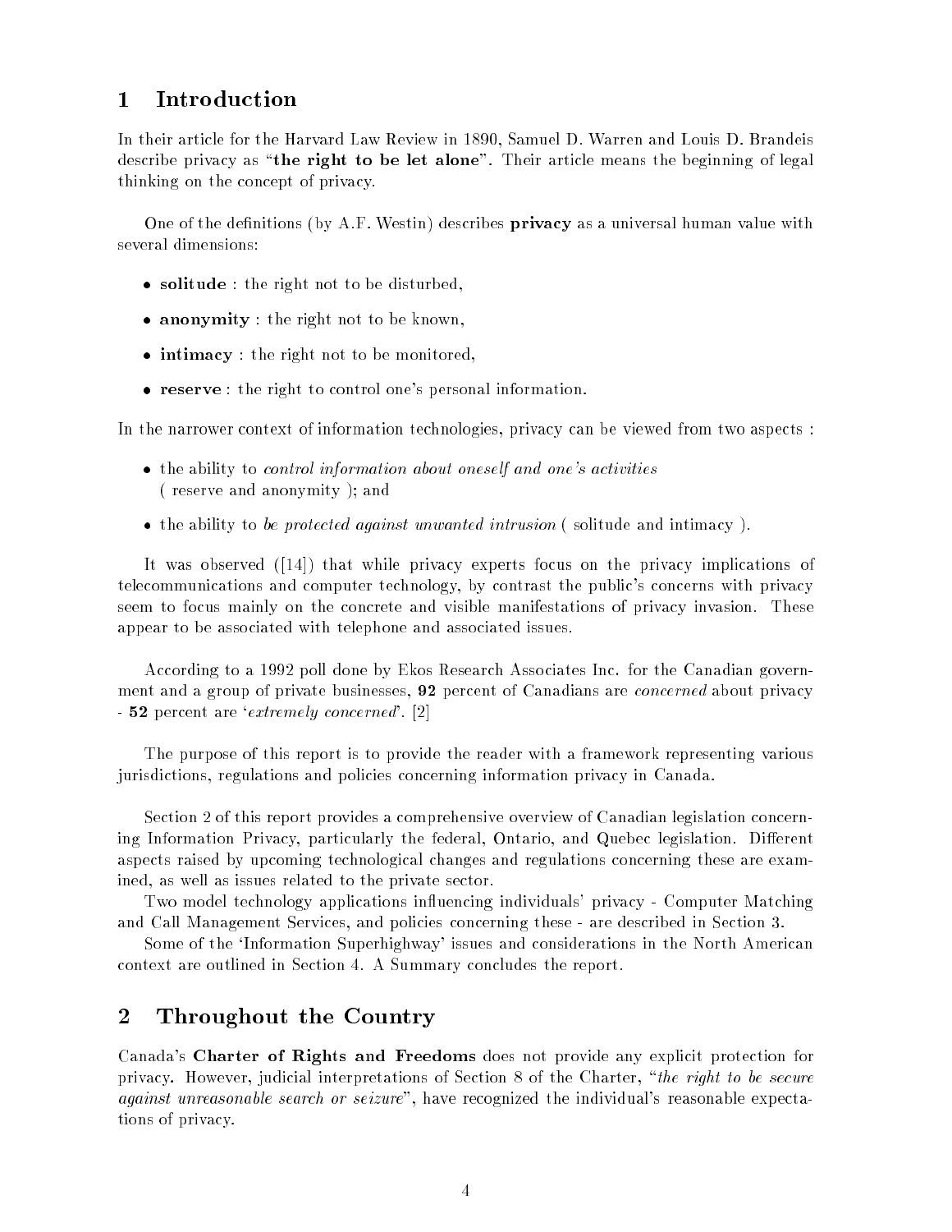# 1 Introduction

In their article for the Harvard Law Review in 1890, Samuel D. Warren and Louis D. Brandeis describe privacy as "**the right to be let alone**". Their article means the beginning of legal thinking on the concept of privacy.

One of the definitions (by A.F. Westin) describes **privacy** as a universal human value with several dimensions:

- **solitude** : the right not to be disturbed,
- **anonymity** : the right not to be known,
- **intimacy** : the right not to be monitored,
- **reserve** : the right to control one's personal information.

In the narrower context of information technologies, privacy can be viewed from two aspects :

- the ability to *control information about oneself and one's activities* ( reserve and anonymity ); and
- the ability to *be protected against unwanted intrusion* ( solitude and intimacy ).

It was observed ([14]) that while privacy experts focus on the privacy implications of telecommunications and computer technology, by contrast the public's concerns with privacy seem to focus mainly on the concrete and visible manifestations of privacy invasion. These appear to be associated with telephone and associated issues.

According to a 1992 poll done by Ekos Research Associates Inc. for the Canadian government and a group of private businesses, **92** percent of Canadians are *concerned* about privacy - **52** percent are '*extremely concerned*'. [2]

The purpose of this report is to provide the reader with a framework representing various jurisdictions, regulations and policies concerning information privacy in Canada.

Section 2 of this report provides a comprehensive overview of Canadian legislation concerning Information Privacy, particularly the federal, Ontario, and Quebec legislation. Different aspects raised by upcoming technological changes and regulations concerning these are examined, as well as issues related to the private sector.

Two model technology applications influencing individuals' privacy - Computer Matching and Call Management Services, and policies concerning these - are described in Section 3.

Some of the 'Information Superhighway' issues and considerations in the North American context are outlined in Section 4. A Summary concludes the report.

# 2 Throughout the Country

Canada's **Charter of Rights and Freedoms** does not provide any explicit protection for privacy. However, judicial interpretations of Section 8 of the Charter, "*the right to be secure against unreasonable search or seizure*", have recognized the individual's reasonable expectations of privacy.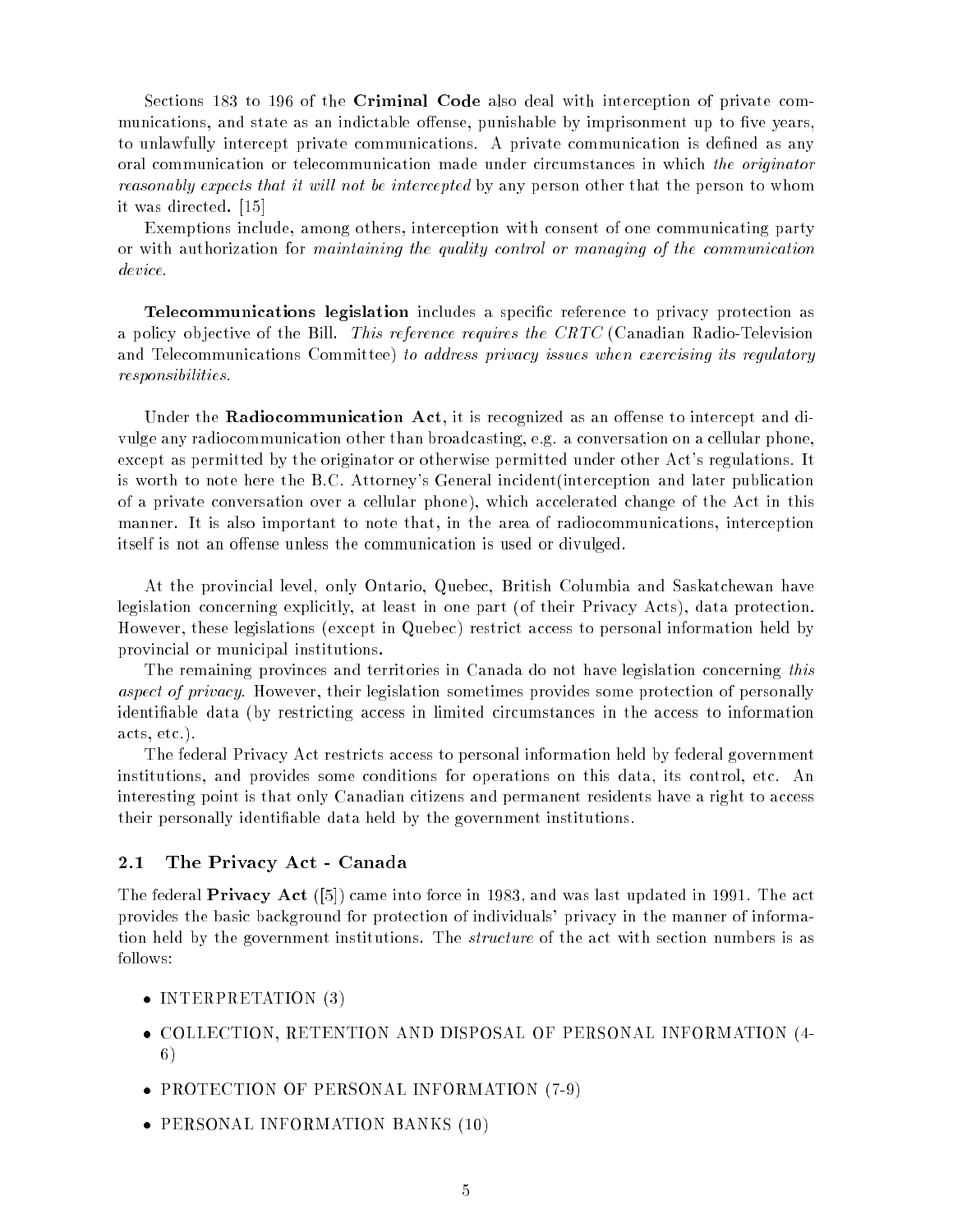Sections 183 to 196 of the **Criminal Code** also deal with interception of private communications, and state as an indictable offense, punishable by imprisonment up to five years, to unlawfully intercept private communications. A private communication is defined as any oral communication or telecommunication made under circumstances in which *the originator reasonably expects that it will not be intercepted* by any person other that the person to whom it was directed. [15]

Exemptions include, among others, interception with consent of one communicating party or with authorization for *maintaining the quality control or managing of the communication device.*

**Telecommunications legislation** includes a specific reference to privacy protection as a policy objective of the Bill. *This reference requires the CRTC* (Canadian Radio-Television and Telecommunications Committee) *to address privacy issues when exercising its regulatory responsibilities.*

Under the **Radiocommunication Act**, it is recognized as an offense to intercept and divulge any radiocommunication other than broadcasting, e.g. a conversation on a cellular phone, except as permitted by the originator or otherwise permitted under other Act's regulations. It is worth to note here the B.C. Attorney's General incident(interception and later publication of a private conversation over a cellular phone), which accelerated change of the Act in this manner. It is also important to note that, in the area of radiocommunications, interception itself is not an offense unless the communication is used or divulged.

At the provincial level, only Ontario, Quebec, British Columbia and Saskatchewan have legislation concerning explicitly, at least in one part (of their Privacy Acts), data protection. However, these legislations (except in Quebec) restrict access to personal information held by provincial or municipal institutions.

The remaining provinces and territories in Canada do not have legislation concerning *this aspect of privacy*. However, their legislation sometimes provides some protection of personally identifiable data (by restricting access in limited circumstances in the access to information acts, etc.).

The federal Privacy Act restricts access to personal information held by federal government institutions, and provides some conditions for operations on this data, its control, etc. An interesting point is that only Canadian citizens and permanent residents have a right to access their personally identifiable data held by the government institutions.

## 2.1 The Privacy Act - Canada

The federal **Privacy Act** ([5]) came into force in 1983, and was last updated in 1991. The act provides the basic background for protection of individuals' privacy in the manner of information held by the government institutions. The *structure* of the act with section numbers is as follows:

- INTERPRETATION (3)
- COLLECTION, RETENTION AND DISPOSAL OF PERSONAL INFORMATION (4-6)
- PROTECTION OF PERSONAL INFORMATION (7-9)
- PERSONAL INFORMATION BANKS (10)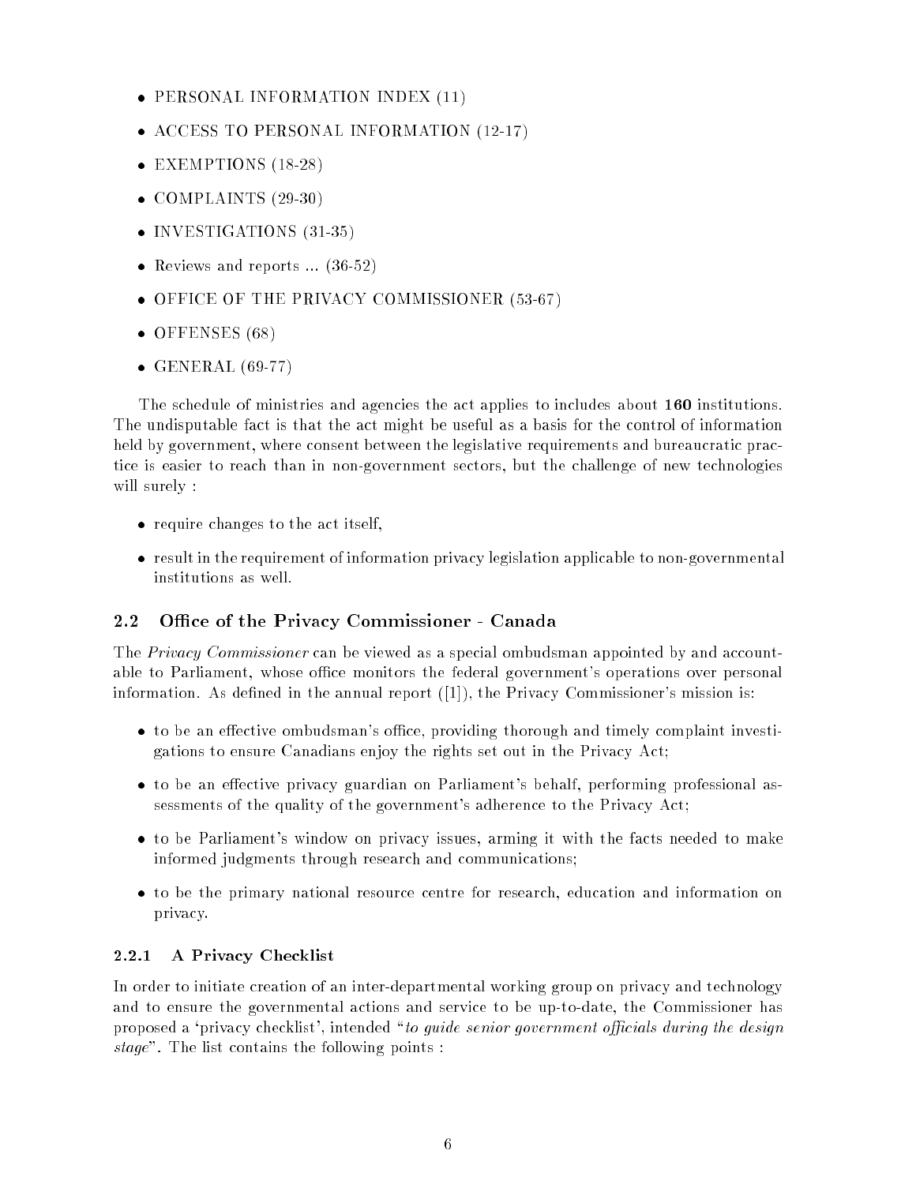- PERSONAL INFORMATION INDEX (11)
- ACCESS TO PERSONAL INFORMATION (12-17)
- EXEMPTIONS (18-28)
- COMPLAINTS (29-30)
- INVESTIGATIONS (31-35)
- Reviews and reports ... (36-52)
- OFFICE OF THE PRIVACY COMMISSIONER (53-67)
- OFFENSES (68)
- GENERAL (69-77)

The schedule of ministries and agencies the act applies to includes about **160** institutions. The undisputable fact is that the act might be useful as a basis for the control of information held by government, where consent between the legislative requirements and bureaucratic practice is easier to reach than in non-government sectors, but the challenge of new technologies will surely :

- require changes to the act itself,
- result in the requirement of information privacy legislation applicable to non-governmental institutions as well.

## 2.2 Office of the Privacy Commissioner - Canada

The *Privacy Commissioner* can be viewed as a special ombudsman appointed by and accountable to Parliament, whose office monitors the federal government's operations over personal information. As defined in the annual report ([1]), the Privacy Commissioner's mission is:

- to be an effective ombudsman's office, providing thorough and timely complaint investigations to ensure Canadians enjoy the rights set out in the Privacy Act;
- to be an effective privacy guardian on Parliament's behalf, performing professional assessments of the quality of the government's adherence to the Privacy Act;
- to be Parliament's window on privacy issues, arming it with the facts needed to make informed judgments through research and communications;
- to be the primary national resource centre for research, education and information on privacy.

### 2.2.1 A Privacy Checklist

In order to initiate creation of an inter-departmental working group on privacy and technology and to ensure the governmental actions and service to be up-to-date, the Commissioner has proposed a 'privacy checklist', intended "*to guide senior government officials during the design stage*". The list contains the following points :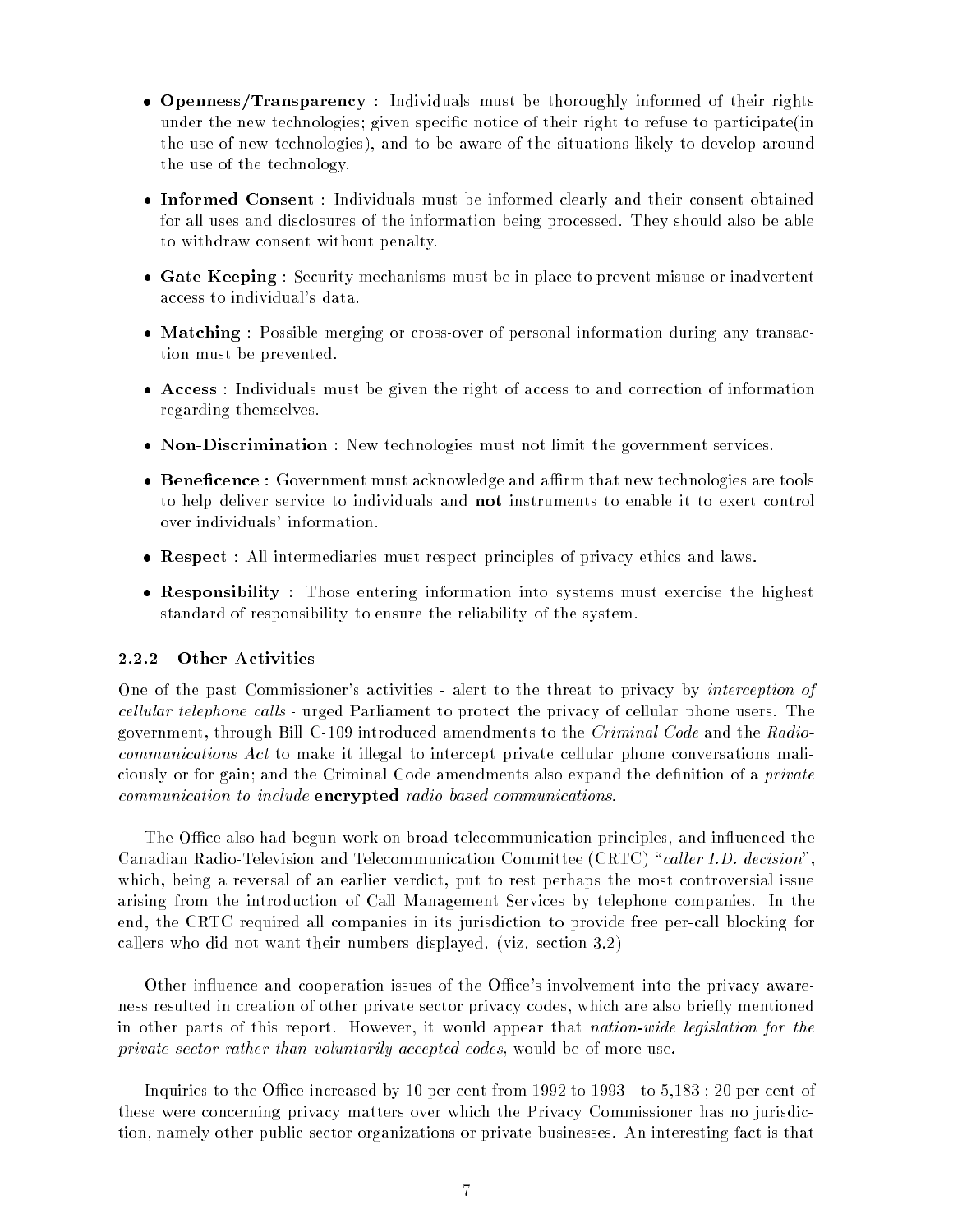- **Openness/Transparency** : Individuals must be thoroughly informed of their rights under the new technologies; given specific notice of their right to refuse to participate(in the use of new technologies), and to be aware of the situations likely to develop around the use of the technology.
- **Informed Consent** : Individuals must be informed clearly and their consent obtained for all uses and disclosures of the information being processed. They should also be able to withdraw consent without penalty.
- **Gate Keeping** : Security mechanisms must be in place to prevent misuse or inadvertent access to individual's data.
- **Matching** : Possible merging or cross-over of personal information during any transaction must be prevented.
- **Access** : Individuals must be given the right of access to and correction of information regarding themselves.
- **Non-Discrimination** : New technologies must not limit the government services.
- **Beneficence :** Government must acknowledge and affirm that new technologies are tools to help deliver service to individuals and **not** instruments to enable it to exert control over individuals' information.
- **Respect :** All intermediaries must respect principles of privacy ethics and laws.
- **Responsibility** : Those entering information into systems must exercise the highest standard of responsibility to ensure the reliability of the system.

### 2.2.2 Other Activities

One of the past Commissioner's activities - alert to the threat to privacy by *interception of cellular telephone calls* - urged Parliament to protect the privacy of cellular phone users. The government, through Bill C-109 introduced amendments to the *Criminal Code* and the *Radiocommunications Act* to make it illegal to intercept private cellular phone conversations maliciously or for gain; and the Criminal Code amendments also expand the definition of a *private communication to include* **encrypted** *radio based communications*.

The Office also had begun work on broad telecommunication principles, and influenced the Canadian Radio-Television and Telecommunication Committee (CRTC) "*caller I.D. decision*", which, being a reversal of an earlier verdict, put to rest perhaps the most controversial issue arising from the introduction of Call Management Services by telephone companies. In the end, the CRTC required all companies in its jurisdiction to provide free per-call blocking for callers who did not want their numbers displayed. (viz. section 3.2)

Other influence and cooperation issues of the Office's involvement into the privacy awareness resulted in creation of other private sector privacy codes, which are also briefly mentioned in other parts of this report. However, it would appear that *nation-wide legislation for the private sector rather than voluntarily accepted codes*, would be of more use.

Inquiries to the Office increased by 10 per cent from 1992 to 1993 - to 5,183 ; 20 per cent of these were concerning privacy matters over which the Privacy Commissioner has no jurisdiction, namely other public sector organizations or private businesses. An interesting fact is that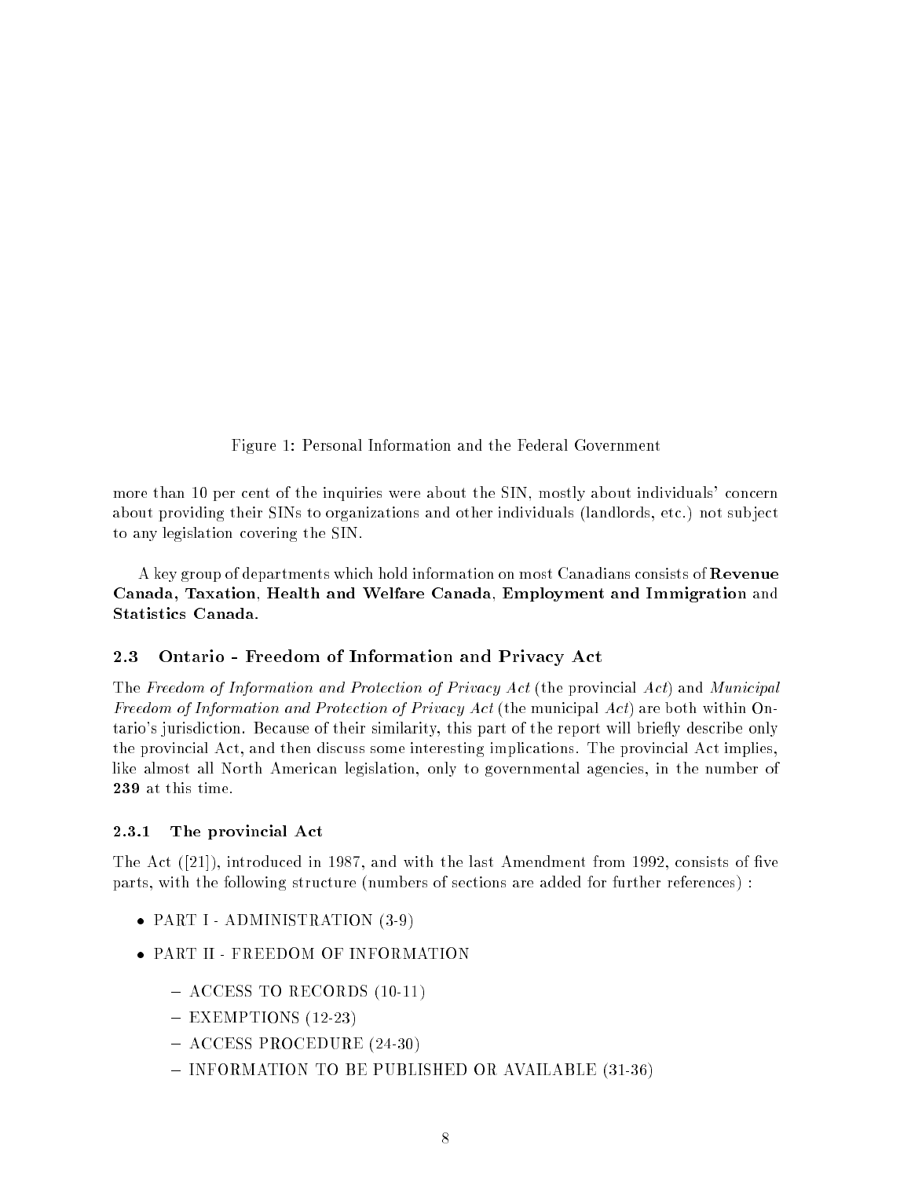Figure 1: Personal Information and the Federal Government

more than 10 per cent of the inquiries were about the SIN, mostly about individuals' concern about providing their SINs to organizations and other individuals (landlords, etc.) not subject to any legislation covering the SIN.

A key group of departments which hold information on most Canadians consists of **Revenue Canada, Taxation**, **Health and Welfare Canada**, **Employment and Immigration** and **Statistics Canada**.

### 2.3 Ontario - Freedom of Information and Privacy Act

The *Freedom of Information and Protection of Privacy Act* (the provincial *Act*) and *Municipal Freedom of Information and Protection of Privacy Act* (the municipal *Act*) are both within Ontario's jurisdiction. Because of their similarity, this part of the report will briefly describe only the provincial Act, and then discuss some interesting implications. The provincial Act implies, like almost all North American legislation, only to governmental agencies, in the number of **239** at this time.

#### 2.3.1 The provincial Act

The Act ([21]), introduced in 1987, and with the last Amendment from 1992, consists of five parts, with the following structure (numbers of sections are added for further references) :

- PART I - ADMINISTRATION (3-9)
- PART II - FREEDOM OF INFORMATION
  - ACCESS TO RECORDS (10-11)
  - EXEMPTIONS (12-23)
  - ACCESS PROCEDURE (24-30)
  - INFORMATION TO BE PUBLISHED OR AVAILABLE (31-36)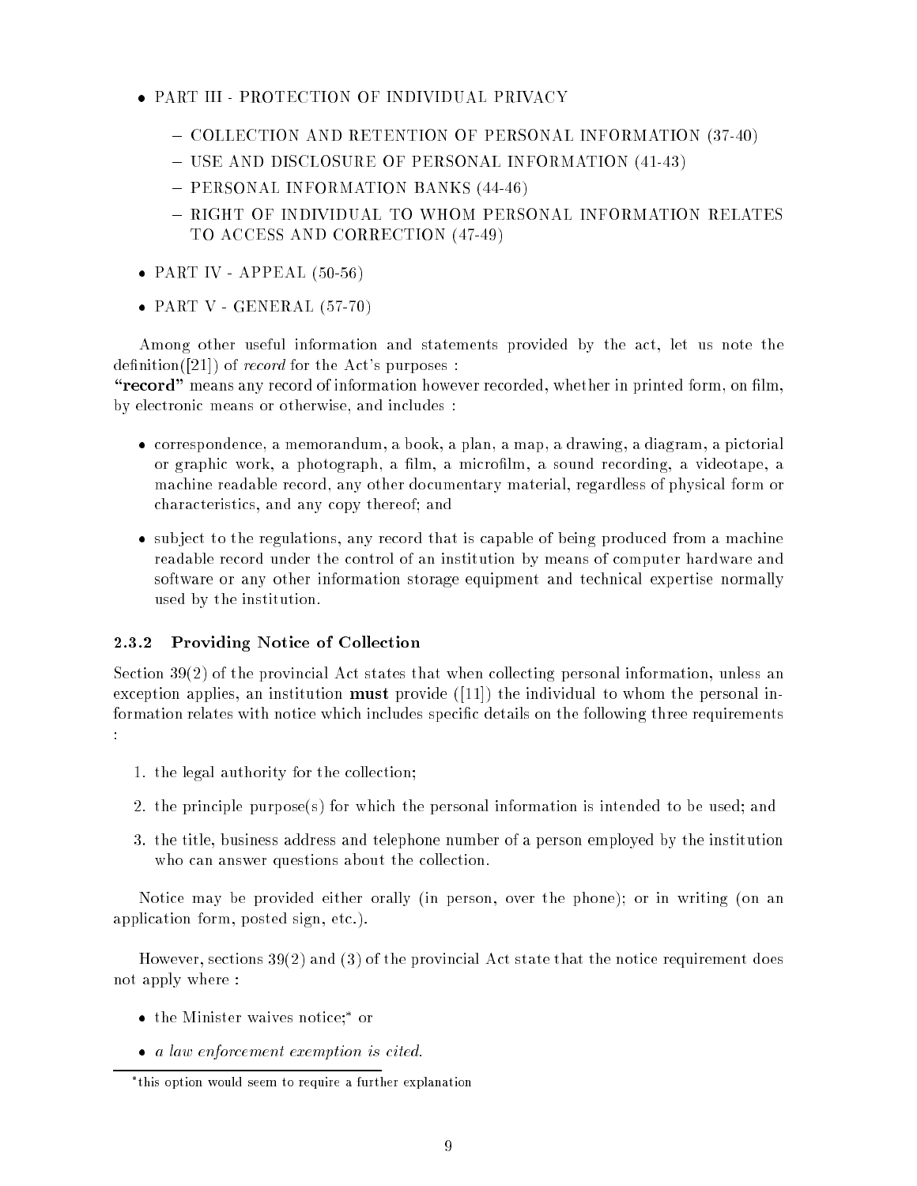- PART III - PROTECTION OF INDIVIDUAL PRIVACY
  - COLLECTION AND RETENTION OF PERSONAL INFORMATION (37-40)
  - USE AND DISCLOSURE OF PERSONAL INFORMATION (41-43)
  - PERSONAL INFORMATION BANKS (44-46)
  - RIGHT OF INDIVIDUAL TO WHOM PERSONAL INFORMATION RELATES TO ACCESS AND CORRECTION (47-49)
- PART IV - APPEAL (50-56)
- PART V - GENERAL (57-70)

Among other useful information and statements provided by the act, let us note the definition([21]) of *record* for the Act's purposes :
**"record"** means any record of information however recorded, whether in printed form, on film, by electronic means or otherwise, and includes :

- correspondence, a memorandum, a book, a plan, a map, a drawing, a diagram, a pictorial or graphic work, a photograph, a film, a microfilm, a sound recording, a videotape, a machine readable record, any other documentary material, regardless of physical form or characteristics, and any copy thereof; and
- subject to the regulations, any record that is capable of being produced from a machine readable record under the control of an institution by means of computer hardware and software or any other information storage equipment and technical expertise normally used by the institution.

### 2.3.2 Providing Notice of Collection

Section 39(2) of the provincial Act states that when collecting personal information, unless an exception applies, an institution **must** provide ([11]) the individual to whom the personal information relates with notice which includes specific details on the following three requirements :

1. the legal authority for the collection;
2. the principle purpose(s) for which the personal information is intended to be used; and
3. the title, business address and telephone number of a person employed by the institution who can answer questions about the collection.

Notice may be provided either orally (in person, over the phone); or in writing (on an application form, posted sign, etc.).

However, sections 39(2) and (3) of the provincial Act state that the notice requirement does not apply where :

- the Minister waives notice;* or
- *a law enforcement exemption is cited.*

*this option would seem to require a further explanation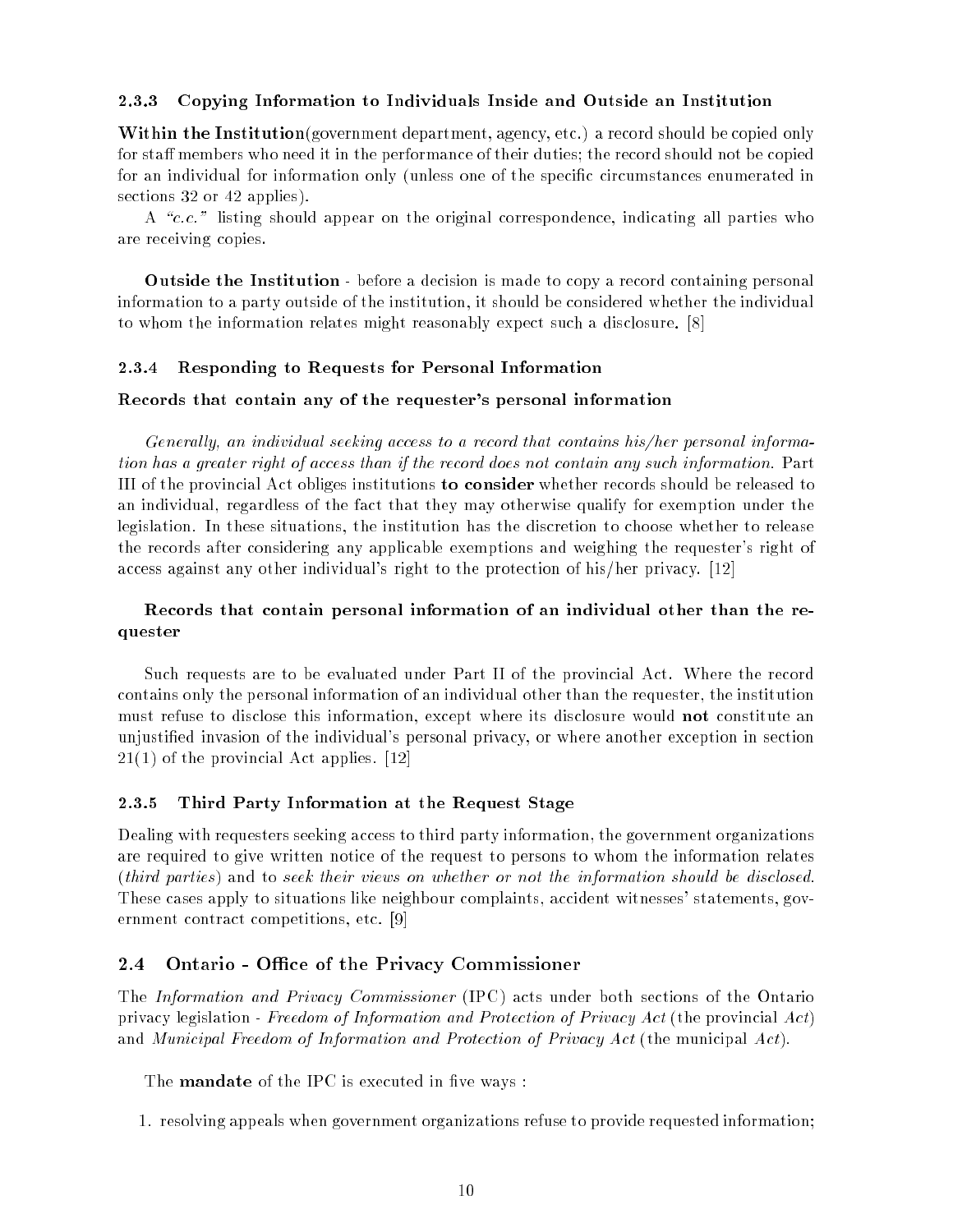### 2.3.3 Copying Information to Individuals Inside and Outside an Institution

**Within the Institution**(government department, agency, etc.) a record should be copied only for staff members who need it in the performance of their duties; the record should not be copied for an individual for information only (unless one of the specific circumstances enumerated in sections 32 or 42 applies).

A *"c.c."* listing should appear on the original correspondence, indicating all parties who are receiving copies.

**Outside the Institution** - before a decision is made to copy a record containing personal information to a party outside of the institution, it should be considered whether the individual to whom the information relates might reasonably expect such a disclosure. [8]

### 2.3.4 Responding to Requests for Personal Information

#### Records that contain any of the requester's personal information

*Generally, an individual seeking access to a record that contains his/her personal information has a greater right of access than if the record does not contain any such information.* Part III of the provincial Act obliges institutions **to consider** whether records should be released to an individual, regardless of the fact that they may otherwise qualify for exemption under the legislation. In these situations, the institution has the discretion to choose whether to release the records after considering any applicable exemptions and weighing the requester's right of access against any other individual's right to the protection of his/her privacy. [12]

#### Records that contain personal information of an individual other than the requester

Such requests are to be evaluated under Part II of the provincial Act. Where the record contains only the personal information of an individual other than the requester, the institution must refuse to disclose this information, except where its disclosure would **not** constitute an unjustified invasion of the individual's personal privacy, or where another exception in section 21(1) of the provincial Act applies. [12]

### 2.3.5 Third Party Information at the Request Stage

Dealing with requesters seeking access to third party information, the government organizations are required to give written notice of the request to persons to whom the information relates (*third parties*) and to *seek their views on whether or not the information should be disclosed.* These cases apply to situations like neighbour complaints, accident witnesses' statements, government contract competitions, etc. [9]

## 2.4 Ontario - Office of the Privacy Commissioner

The *Information and Privacy Commissioner* (IPC) acts under both sections of the Ontario privacy legislation - *Freedom of Information and Protection of Privacy Act* (the provincial *Act*) and *Municipal Freedom of Information and Protection of Privacy Act* (the municipal *Act*).

The **mandate** of the IPC is executed in five ways :

1. resolving appeals when government organizations refuse to provide requested information;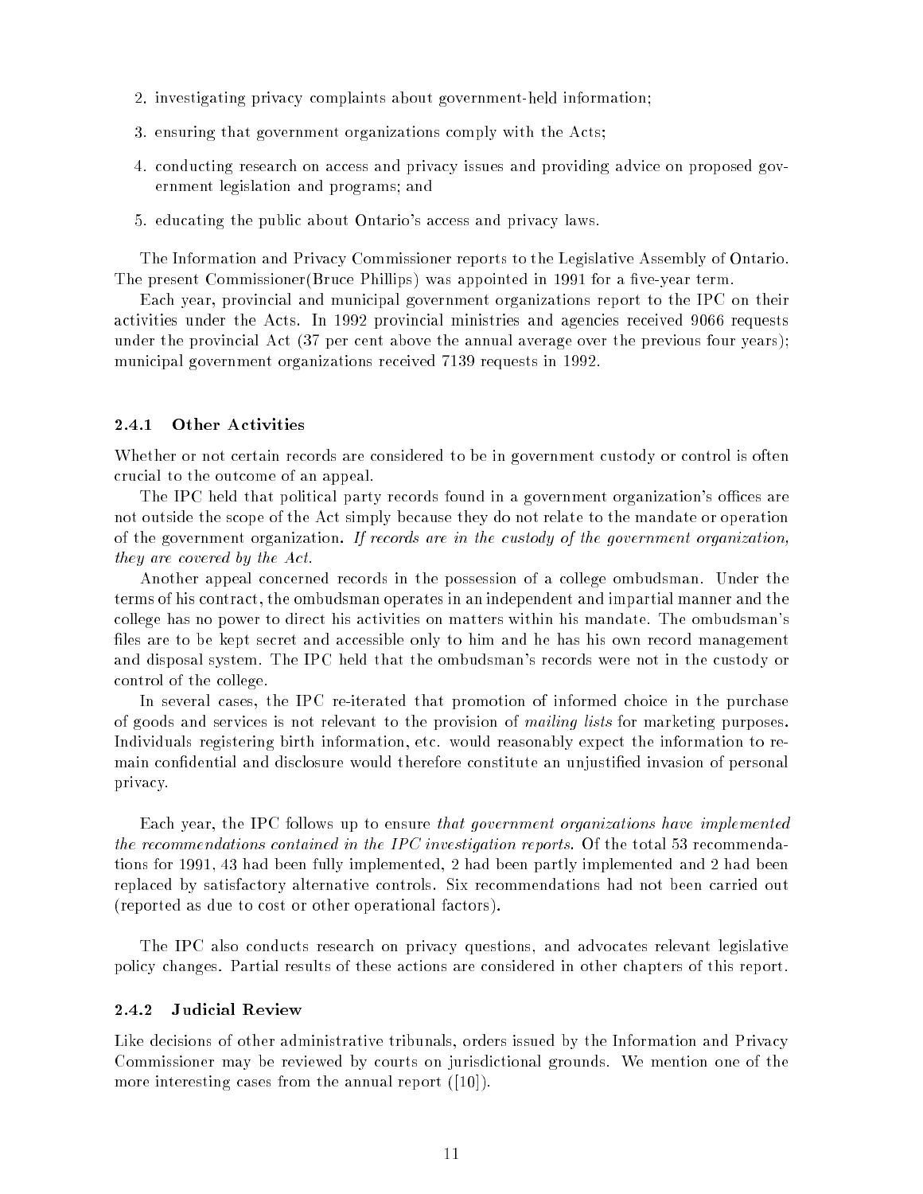2. investigating privacy complaints about government-held information;
3. ensuring that government organizations comply with the Acts;
4. conducting research on access and privacy issues and providing advice on proposed government legislation and programs; and
5. educating the public about Ontario's access and privacy laws.

The Information and Privacy Commissioner reports to the Legislative Assembly of Ontario. The present Commissioner(Bruce Phillips) was appointed in 1991 for a five-year term.

Each year, provincial and municipal government organizations report to the IPC on their activities under the Acts. In 1992 provincial ministries and agencies received 9066 requests under the provincial Act (37 per cent above the annual average over the previous four years); municipal government organizations received 7139 requests in 1992.

### 2.4.1 Other Activities

Whether or not certain records are considered to be in government custody or control is often crucial to the outcome of an appeal.

The IPC held that political party records found in a government organization's offices are not outside the scope of the Act simply because they do not relate to the mandate or operation of the government organization. *If records are in the custody of the government organization, they are covered by the Act.*

Another appeal concerned records in the possession of a college ombudsman. Under the terms of his contract, the ombudsman operates in an independent and impartial manner and the college has no power to direct his activities on matters within his mandate. The ombudsman's files are to be kept secret and accessible only to him and he has his own record management and disposal system. The IPC held that the ombudsman's records were not in the custody or control of the college.

In several cases, the IPC re-iterated that promotion of informed choice in the purchase of goods and services is not relevant to the provision of *mailing lists* for marketing purposes. Individuals registering birth information, etc. would reasonably expect the information to remain confidential and disclosure would therefore constitute an unjustified invasion of personal privacy.

Each year, the IPC follows up to ensure *that government organizations have implemented the recommendations contained in the IPC investigation reports.* Of the total 53 recommendations for 1991, 43 had been fully implemented, 2 had been partly implemented and 2 had been replaced by satisfactory alternative controls. Six recommendations had not been carried out (reported as due to cost or other operational factors).

The IPC also conducts research on privacy questions, and advocates relevant legislative policy changes. Partial results of these actions are considered in other chapters of this report.

### 2.4.2 Judicial Review

Like decisions of other administrative tribunals, orders issued by the Information and Privacy Commissioner may be reviewed by courts on jurisdictional grounds. We mention one of the more interesting cases from the annual report ([10]).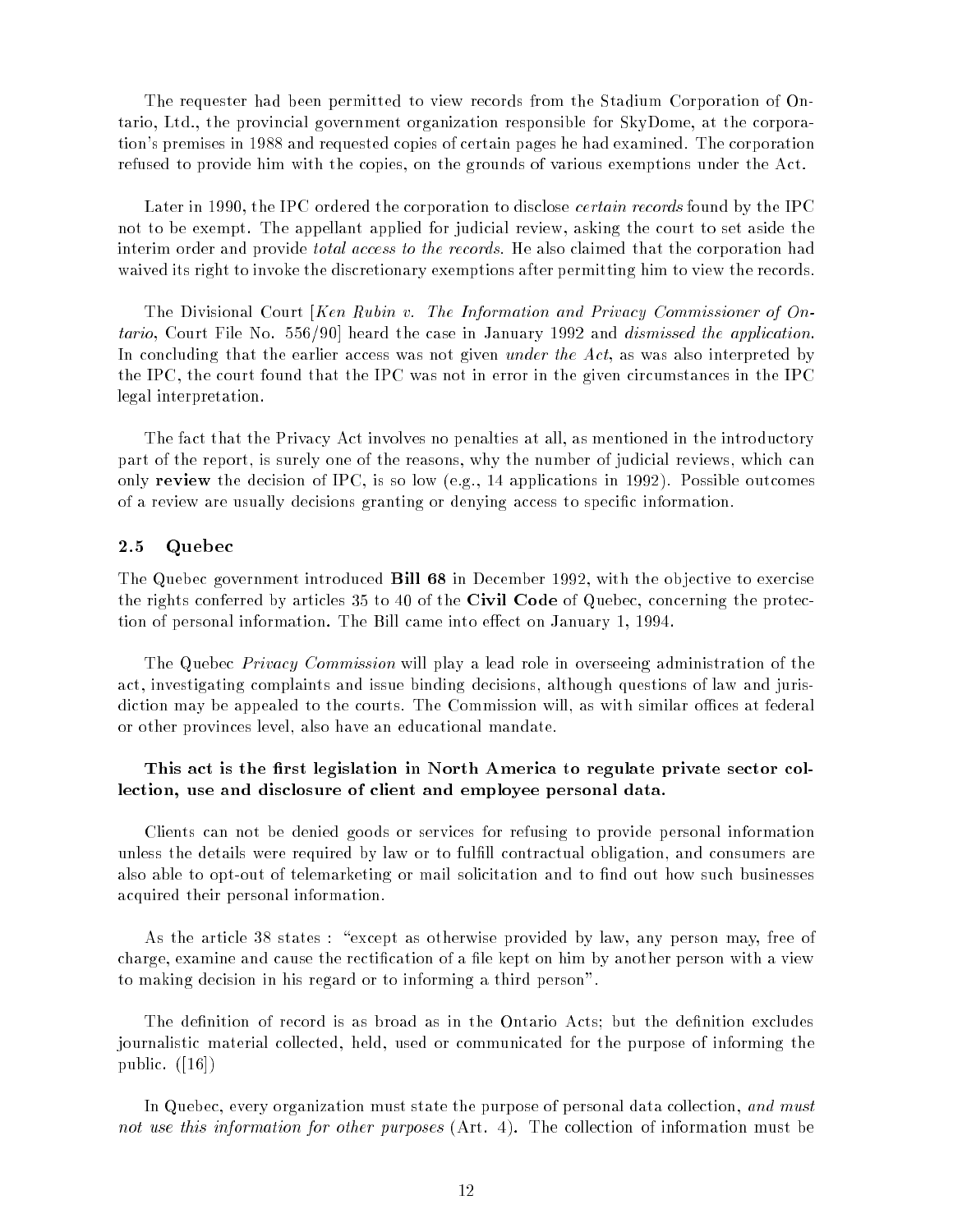The requester had been permitted to view records from the Stadium Corporation of Ontario, Ltd., the provincial government organization responsible for SkyDome, at the corporation's premises in 1988 and requested copies of certain pages he had examined. The corporation refused to provide him with the copies, on the grounds of various exemptions under the Act.

Later in 1990, the IPC ordered the corporation to disclose *certain records* found by the IPC not to be exempt. The appellant applied for judicial review, asking the court to set aside the interim order and provide *total access to the records*. He also claimed that the corporation had waived its right to invoke the discretionary exemptions after permitting him to view the records.

The Divisional Court [*Ken Rubin v. The Information and Privacy Commissioner of Ontario*, Court File No. 556/90] heard the case in January 1992 and *dismissed the application*. In concluding that the earlier access was not given *under the Act*, as was also interpreted by the IPC, the court found that the IPC was not in error in the given circumstances in the IPC legal interpretation.

The fact that the Privacy Act involves no penalties at all, as mentioned in the introductory part of the report, is surely one of the reasons, why the number of judicial reviews, which can only **review** the decision of IPC, is so low (e.g., 14 applications in 1992). Possible outcomes of a review are usually decisions granting or denying access to specific information.

### 2.5 Quebec

The Quebec government introduced **Bill 68** in December 1992, with the objective to exercise the rights conferred by articles 35 to 40 of the **Civil Code** of Quebec, concerning the protection of personal information. The Bill came into effect on January 1, 1994.

The Quebec *Privacy Commission* will play a lead role in overseeing administration of the act, investigating complaints and issue binding decisions, although questions of law and jurisdiction may be appealed to the courts. The Commission will, as with similar offices at federal or other provinces level, also have an educational mandate.

**This act is the first legislation in North America to regulate private sector collection, use and disclosure of client and employee personal data.**

Clients can not be denied goods or services for refusing to provide personal information unless the details were required by law or to fulfill contractual obligation, and consumers are also able to opt-out of telemarketing or mail solicitation and to find out how such businesses acquired their personal information.

As the article 38 states : "except as otherwise provided by law, any person may, free of charge, examine and cause the rectification of a file kept on him by another person with a view to making decision in his regard or to informing a third person".

The definition of record is as broad as in the Ontario Acts; but the definition excludes journalistic material collected, held, used or communicated for the purpose of informing the public. ([16])

In Quebec, every organization must state the purpose of personal data collection, *and must not use this information for other purposes* (Art. 4). The collection of information must be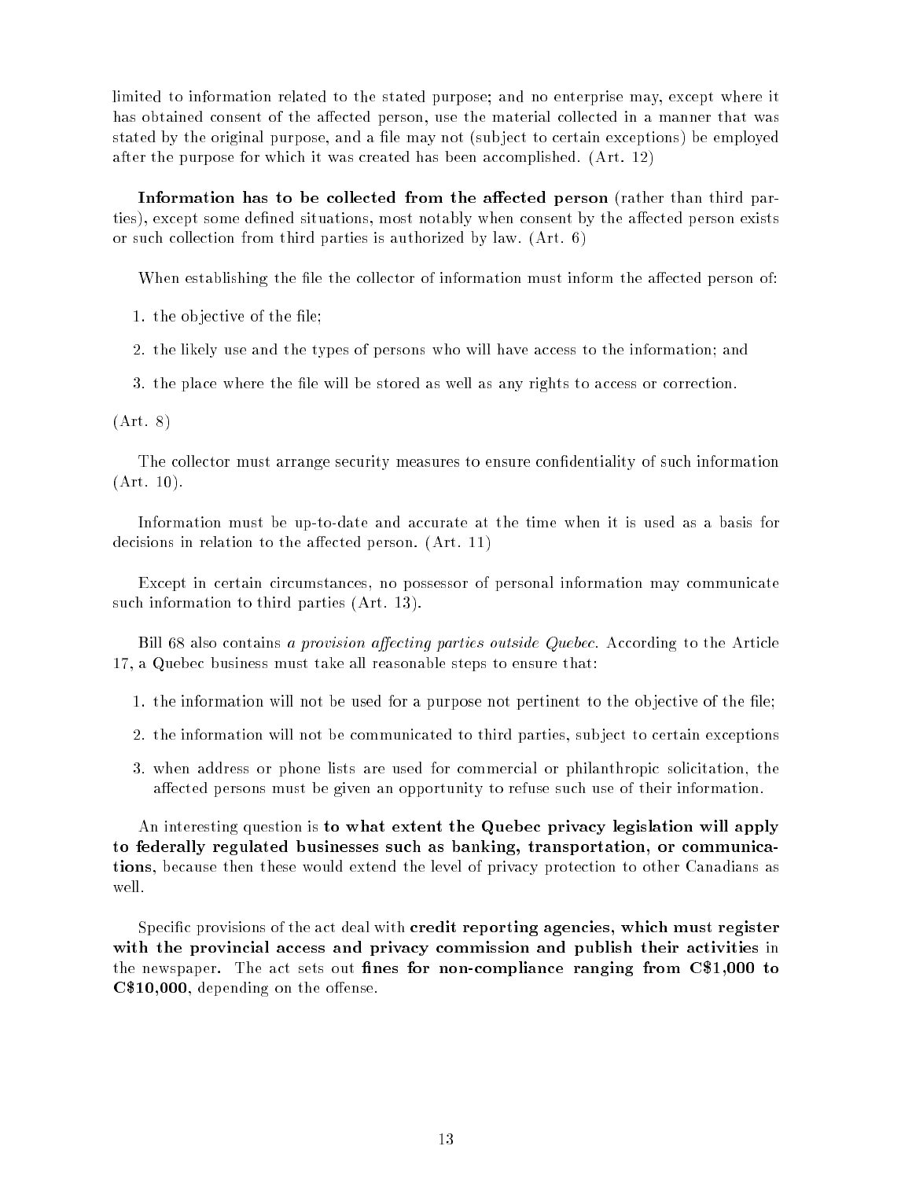limited to information related to the stated purpose; and no enterprise may, except where it has obtained consent of the affected person, use the material collected in a manner that was stated by the original purpose, and a file may not (subject to certain exceptions) be employed after the purpose for which it was created has been accomplished. (Art. 12)

**Information has to be collected from the affected person** (rather than third parties), except some defined situations, most notably when consent by the affected person exists or such collection from third parties is authorized by law. (Art. 6)

When establishing the file the collector of information must inform the affected person of:

1. the objective of the file;
2. the likely use and the types of persons who will have access to the information; and
3. the place where the file will be stored as well as any rights to access or correction.

(Art. 8)

The collector must arrange security measures to ensure confidentiality of such information (Art. 10).

Information must be up-to-date and accurate at the time when it is used as a basis for decisions in relation to the affected person. (Art. 11)

Except in certain circumstances, no possessor of personal information may communicate such information to third parties (Art. 13).

Bill 68 also contains *a provision affecting parties outside Quebec*. According to the Article 17, a Quebec business must take all reasonable steps to ensure that:

1. the information will not be used for a purpose not pertinent to the objective of the file;
2. the information will not be communicated to third parties, subject to certain exceptions
3. when address or phone lists are used for commercial or philanthropic solicitation, the affected persons must be given an opportunity to refuse such use of their information.

An interesting question is **to what extent the Quebec privacy legislation will apply to federally regulated businesses such as banking, transportation, or communications**, because then these would extend the level of privacy protection to other Canadians as well.

Specific provisions of the act deal with **credit reporting agencies, which must register with the provincial access and privacy commission and publish their activities** in the newspaper. The act sets out **fines for non-compliance ranging from C$1,000 to C$10,000**, depending on the offense.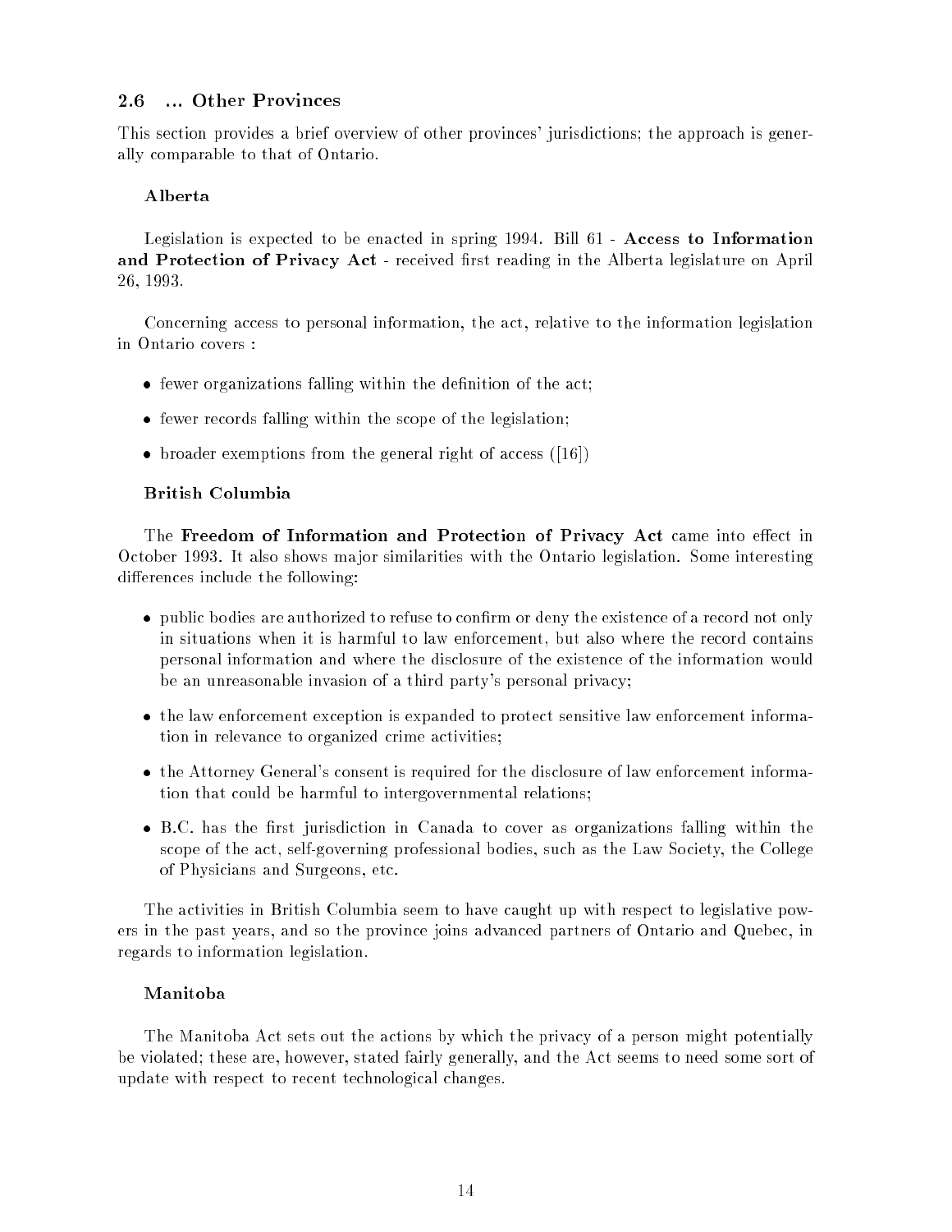## 2.6 ... Other Provinces

This section provides a brief overview of other provinces' jurisdictions; the approach is generally comparable to that of Ontario.

### Alberta

Legislation is expected to be enacted in spring 1994. Bill 61 - **Access to Information and Protection of Privacy Act** - received first reading in the Alberta legislature on April 26, 1993.

Concerning access to personal information, the act, relative to the information legislation in Ontario covers :

- fewer organizations falling within the definition of the act;
- fewer records falling within the scope of the legislation;
- broader exemptions from the general right of access ([16])

### British Columbia

The **Freedom of Information and Protection of Privacy Act** came into effect in October 1993. It also shows major similarities with the Ontario legislation. Some interesting differences include the following:

- public bodies are authorized to refuse to confirm or deny the existence of a record not only in situations when it is harmful to law enforcement, but also where the record contains personal information and where the disclosure of the existence of the information would be an unreasonable invasion of a third party's personal privacy;
- the law enforcement exception is expanded to protect sensitive law enforcement information in relevance to organized crime activities;
- the Attorney General's consent is required for the disclosure of law enforcement information that could be harmful to intergovernmental relations;
- B.C. has the first jurisdiction in Canada to cover as organizations falling within the scope of the act, self-governing professional bodies, such as the Law Society, the College of Physicians and Surgeons, etc.

The activities in British Columbia seem to have caught up with respect to legislative powers in the past years, and so the province joins advanced partners of Ontario and Quebec, in regards to information legislation.

### Manitoba

The Manitoba Act sets out the actions by which the privacy of a person might potentially be violated; these are, however, stated fairly generally, and the Act seems to need some sort of update with respect to recent technological changes.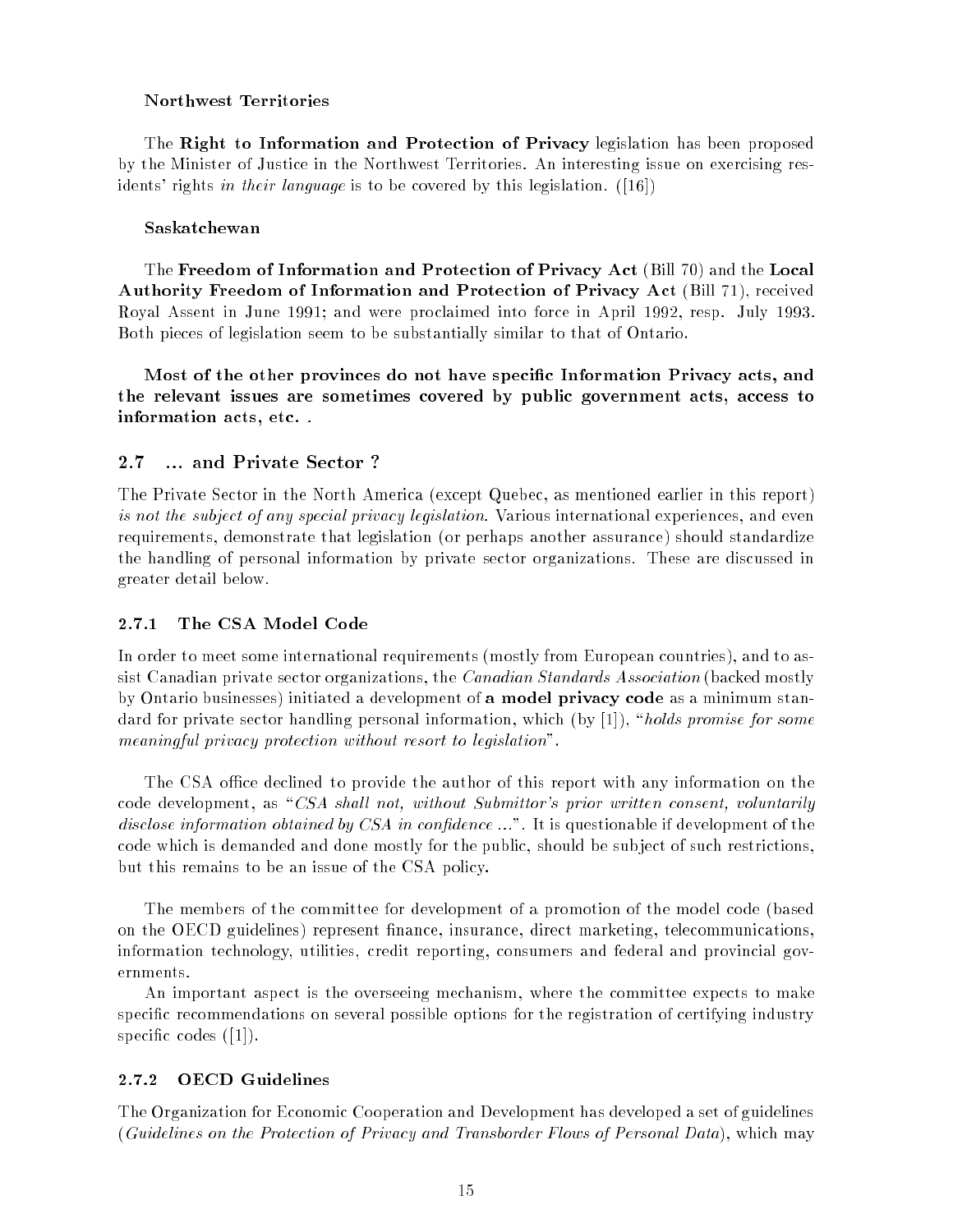**Northwest Territories**

The **Right to Information and Protection of Privacy** legislation has been proposed by the Minister of Justice in the Northwest Territories. An interesting issue on exercising residents' rights *in their language* is to be covered by this legislation. ([16])

**Saskatchewan**

The **Freedom of Information and Protection of Privacy Act** (Bill 70) and the **Local Authority Freedom of Information and Protection of Privacy Act** (Bill 71), received Royal Assent in June 1991; and were proclaimed into force in April 1992, resp. July 1993. Both pieces of legislation seem to be substantially similar to that of Ontario.

**Most of the other provinces do not have specific Information Privacy acts, and the relevant issues are sometimes covered by public government acts, access to information acts, etc. .**

## 2.7 ... and Private Sector ?

The Private Sector in the North America (except Quebec, as mentioned earlier in this report) *is not the subject of any special privacy legislation*. Various international experiences, and even requirements, demonstrate that legislation (or perhaps another assurance) should standardize the handling of personal information by private sector organizations. These are discussed in greater detail below.

### 2.7.1 The CSA Model Code

In order to meet some international requirements (mostly from European countries), and to assist Canadian private sector organizations, the *Canadian Standards Association* (backed mostly by Ontario businesses) initiated a development of **a model privacy code** as a minimum standard for private sector handling personal information, which (by [1]), "*holds promise for some meaningful privacy protection without resort to legislation*".

The CSA office declined to provide the author of this report with any information on the code development, as "*CSA shall not, without Submittor's prior written consent, voluntarily disclose information obtained by CSA in confidence ...*". It is questionable if development of the code which is demanded and done mostly for the public, should be subject of such restrictions, but this remains to be an issue of the CSA policy.

The members of the committee for development of a promotion of the model code (based on the OECD guidelines) represent finance, insurance, direct marketing, telecommunications, information technology, utilities, credit reporting, consumers and federal and provincial governments.

An important aspect is the overseeing mechanism, where the committee expects to make specific recommendations on several possible options for the registration of certifying industry specific codes ([1]).

### 2.7.2 OECD Guidelines

The Organization for Economic Cooperation and Development has developed a set of guidelines (*Guidelines on the Protection of Privacy and Transborder Flows of Personal Data*), which may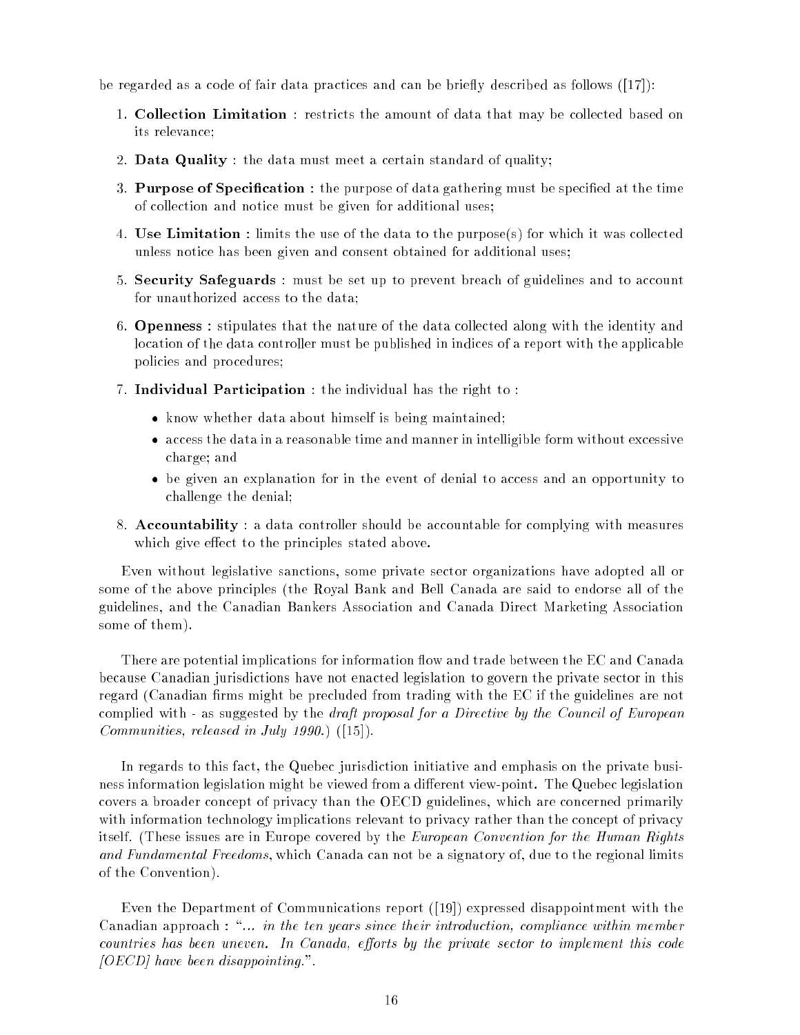be regarded as a code of fair data practices and can be briefly described as follows ([17]):

1. **Collection Limitation** : restricts the amount of data that may be collected based on its relevance;
2. **Data Quality** : the data must meet a certain standard of quality;
3. **Purpose of Specification :** the purpose of data gathering must be specified at the time of collection and notice must be given for additional uses;
4. **Use Limitation :** limits the use of the data to the purpose(s) for which it was collected unless notice has been given and consent obtained for additional uses;
5. **Security Safeguards** : must be set up to prevent breach of guidelines and to account for unauthorized access to the data;
6. **Openness :** stipulates that the nature of the data collected along with the identity and location of the data controller must be published in indices of a report with the applicable policies and procedures;
7. **Individual Participation** : the individual has the right to :
   - know whether data about himself is being maintained;
   - access the data in a reasonable time and manner in intelligible form without excessive charge; and
   - be given an explanation for in the event of denial to access and an opportunity to challenge the denial;
8. **Accountability** : a data controller should be accountable for complying with measures which give effect to the principles stated above.

Even without legislative sanctions, some private sector organizations have adopted all or some of the above principles (the Royal Bank and Bell Canada are said to endorse all of the guidelines, and the Canadian Bankers Association and Canada Direct Marketing Association some of them).

There are potential implications for information flow and trade between the EC and Canada because Canadian jurisdictions have not enacted legislation to govern the private sector in this regard (Canadian firms might be precluded from trading with the EC if the guidelines are not complied with - as suggested by the *draft proposal for a Directive by the Council of European Communities, released in July 1990.*) ([15]).

In regards to this fact, the Quebec jurisdiction initiative and emphasis on the private business information legislation might be viewed from a different view-point. The Quebec legislation covers a broader concept of privacy than the OECD guidelines, which are concerned primarily with information technology implications relevant to privacy rather than the concept of privacy itself. (These issues are in Europe covered by the *European Convention for the Human Rights and Fundamental Freedoms*, which Canada can not be a signatory of, due to the regional limits of the Convention).

Even the Department of Communications report ([19]) expressed disappointment with the Canadian approach : "*... in the ten years since their introduction, compliance within member countries has been uneven. In Canada, efforts by the private sector to implement this code [OECD] have been disappointing.*".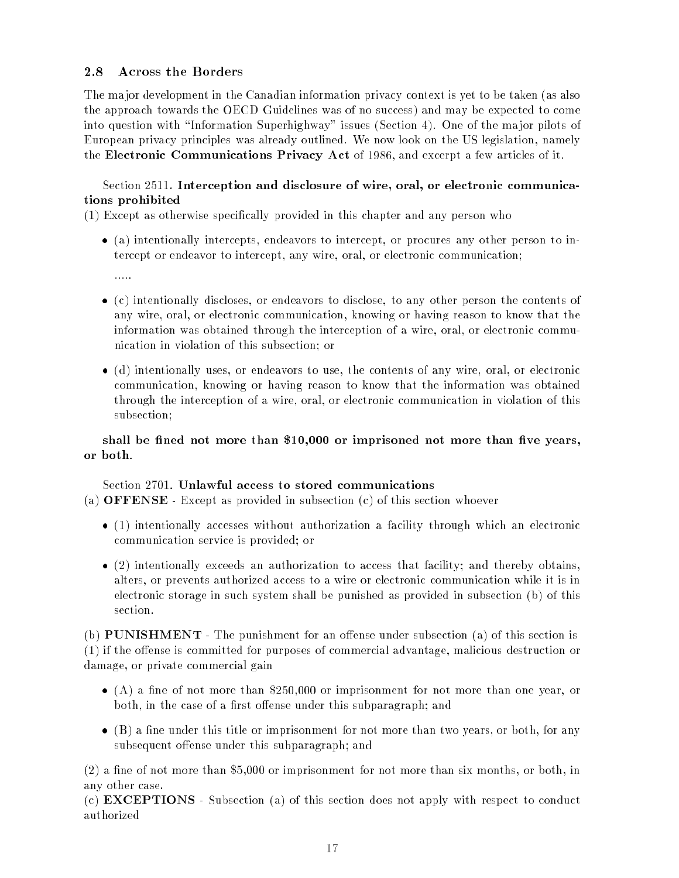## 2.8 Across the Borders

The major development in the Canadian information privacy context is yet to be taken (as also the approach towards the OECD Guidelines was of no success) and may be expected to come into question with "Information Superhighway" issues (Section 4). One of the major pilots of European privacy principles was already outlined. We now look on the US legislation, namely the **Electronic Communications Privacy Act** of 1986, and excerpt a few articles of it.

Section 2511. **Interception and disclosure of wire, oral, or electronic communications prohibited**

(1) Except as otherwise specifically provided in this chapter and any person who

- (a) intentionally intercepts, endeavors to intercept, or procures any other person to intercept or endeavor to intercept, any wire, oral, or electronic communication;

  .....

- (c) intentionally discloses, or endeavors to disclose, to any other person the contents of any wire, oral, or electronic communication, knowing or having reason to know that the information was obtained through the interception of a wire, oral, or electronic communication in violation of this subsection; or

- (d) intentionally uses, or endeavors to use, the contents of any wire, oral, or electronic communication, knowing or having reason to know that the information was obtained through the interception of a wire, oral, or electronic communication in violation of this subsection;

**shall be fined not more than $10,000 or imprisoned not more than five years, or both.**

Section 2701. **Unlawful access to stored communications**

(a) **OFFENSE** - Except as provided in subsection (c) of this section whoever

- (1) intentionally accesses without authorization a facility through which an electronic communication service is provided; or

- (2) intentionally exceeds an authorization to access that facility; and thereby obtains, alters, or prevents authorized access to a wire or electronic communication while it is in electronic storage in such system shall be punished as provided in subsection (b) of this section.

(b) **PUNISHMENT** - The punishment for an offense under subsection (a) of this section is (1) if the offense is committed for purposes of commercial advantage, malicious destruction or damage, or private commercial gain

- (A) a fine of not more than $250,000 or imprisonment for not more than one year, or both, in the case of a first offense under this subparagraph; and

- (B) a fine under this title or imprisonment for not more than two years, or both, for any subsequent offense under this subparagraph; and

(2) a fine of not more than $5,000 or imprisonment for not more than six months, or both, in any other case.

(c) **EXCEPTIONS** - Subsection (a) of this section does not apply with respect to conduct authorized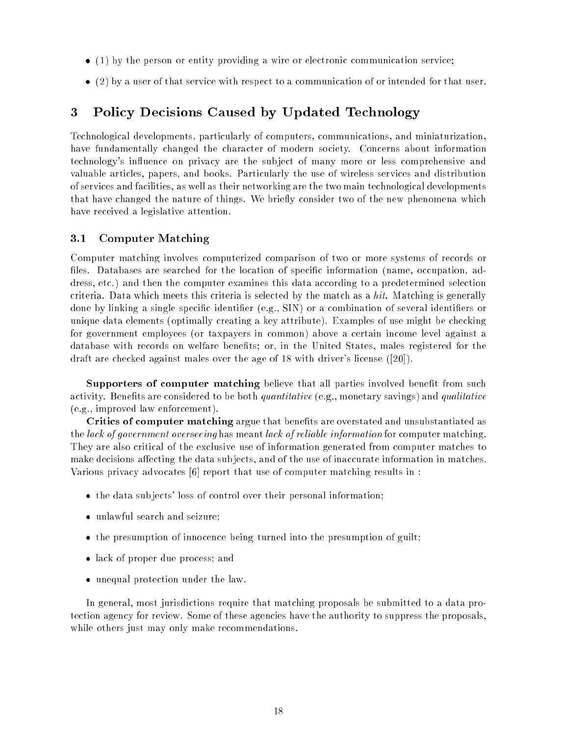- (1) by the person or entity providing a wire or electronic communication service;
- (2) by a user of that service with respect to a communication of or intended for that user.

# 3 Policy Decisions Caused by Updated Technology

Technological developments, particularly of computers, communications, and miniaturization, have fundamentally changed the character of modern society. Concerns about information technology's influence on privacy are the subject of many more or less comprehensive and valuable articles, papers, and books. Particularly the use of wireless services and distribution of services and facilities, as well as their networking are the two main technological developments that have changed the nature of things. We briefly consider two of the new phenomena which have received a legislative attention.

## 3.1 Computer Matching

Computer matching involves computerized comparison of two or more systems of records or files. Databases are searched for the location of specific information (name, occupation, address, etc.) and then the computer examines this data according to a predetermined selection criteria. Data which meets this criteria is selected by the match as a *hit*. Matching is generally done by linking a single specific identifier (e.g., SIN) or a combination of several identifiers or unique data elements (optimally creating a key attribute). Examples of use might be checking for government employees (or taxpayers in common) above a certain income level against a database with records on welfare benefits; or, in the United States, males registered for the draft are checked against males over the age of 18 with driver's license ([20]).

**Supporters of computer matching** believe that all parties involved benefit from such activity. Benefits are considered to be both *quantitative* (e.g., monetary savings) and *qualitative* (e.g., improved law enforcement).

**Critics of computer matching** argue that benefits are overstated and unsubstantiated as the *lack of government overseeing* has meant *lack of reliable information* for computer matching. They are also critical of the exclusive use of information generated from computer matches to make decisions affecting the data subjects, and of the use of inaccurate information in matches. Various privacy advocates [6] report that use of computer matching results in :

- the data subjects' loss of control over their personal information;
- unlawful search and seizure;
- the presumption of innocence being turned into the presumption of guilt;
- lack of proper due process; and
- unequal protection under the law.

In general, most jurisdictions require that matching proposals be submitted to a data protection agency for review. Some of these agencies have the authority to suppress the proposals, while others just may only make recommendations.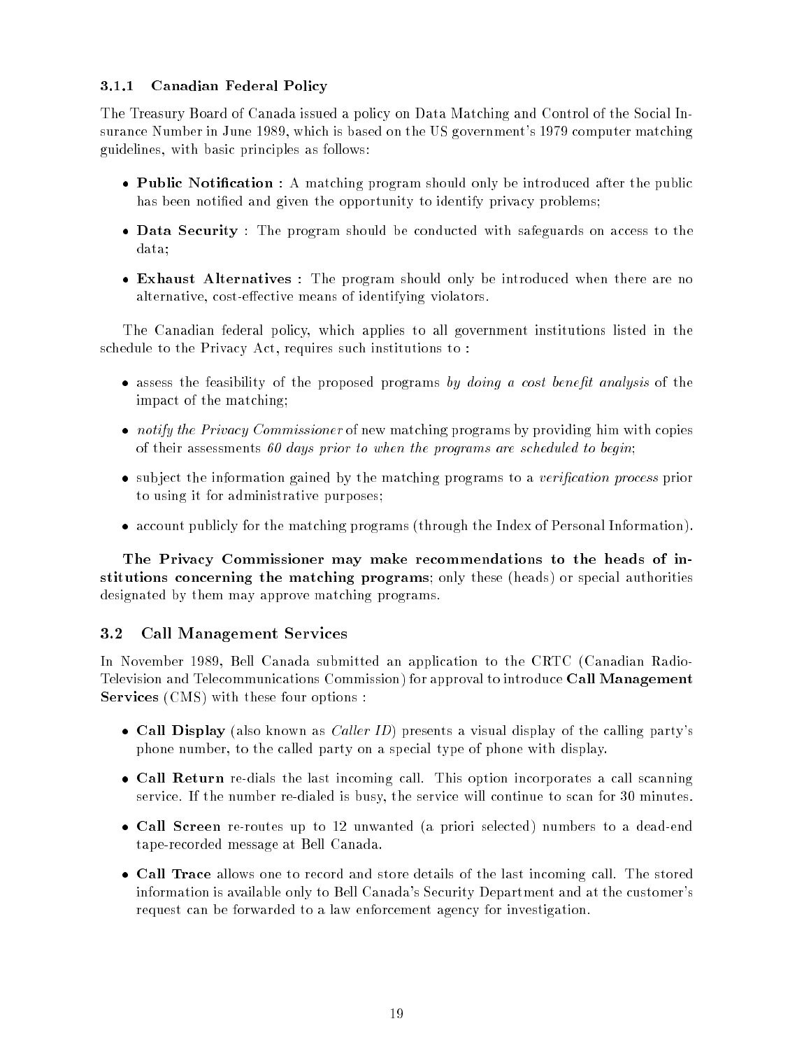### 3.1.1 Canadian Federal Policy

The Treasury Board of Canada issued a policy on Data Matching and Control of the Social Insurance Number in June 1989, which is based on the US government's 1979 computer matching guidelines, with basic principles as follows:

- **Public Notification** : A matching program should only be introduced after the public has been notified and given the opportunity to identify privacy problems;
- **Data Security** : The program should be conducted with safeguards on access to the data;
- **Exhaust Alternatives** : The program should only be introduced when there are no alternative, cost-effective means of identifying violators.

The Canadian federal policy, which applies to all government institutions listed in the schedule to the Privacy Act, requires such institutions to :

- assess the feasibility of the proposed programs *by doing a cost benefit analysis* of the impact of the matching;
- *notify the Privacy Commissioner* of new matching programs by providing him with copies of their assessments *60 days prior to when the programs are scheduled to begin*;
- subject the information gained by the matching programs to a *verification process* prior to using it for administrative purposes;
- account publicly for the matching programs (through the Index of Personal Information).

**The Privacy Commissioner may make recommendations to the heads of institutions concerning the matching programs**; only these (heads) or special authorities designated by them may approve matching programs.

## 3.2 Call Management Services

In November 1989, Bell Canada submitted an application to the CRTC (Canadian Radio-Television and Telecommunications Commission) for approval to introduce **Call Management Services** (CMS) with these four options :

- **Call Display** (also known as *Caller ID*) presents a visual display of the calling party's phone number, to the called party on a special type of phone with display.
- **Call Return** re-dials the last incoming call. This option incorporates a call scanning service. If the number re-dialed is busy, the service will continue to scan for 30 minutes.
- **Call Screen** re-routes up to 12 unwanted (a priori selected) numbers to a dead-end tape-recorded message at Bell Canada.
- **Call Trace** allows one to record and store details of the last incoming call. The stored information is available only to Bell Canada's Security Department and at the customer's request can be forwarded to a law enforcement agency for investigation.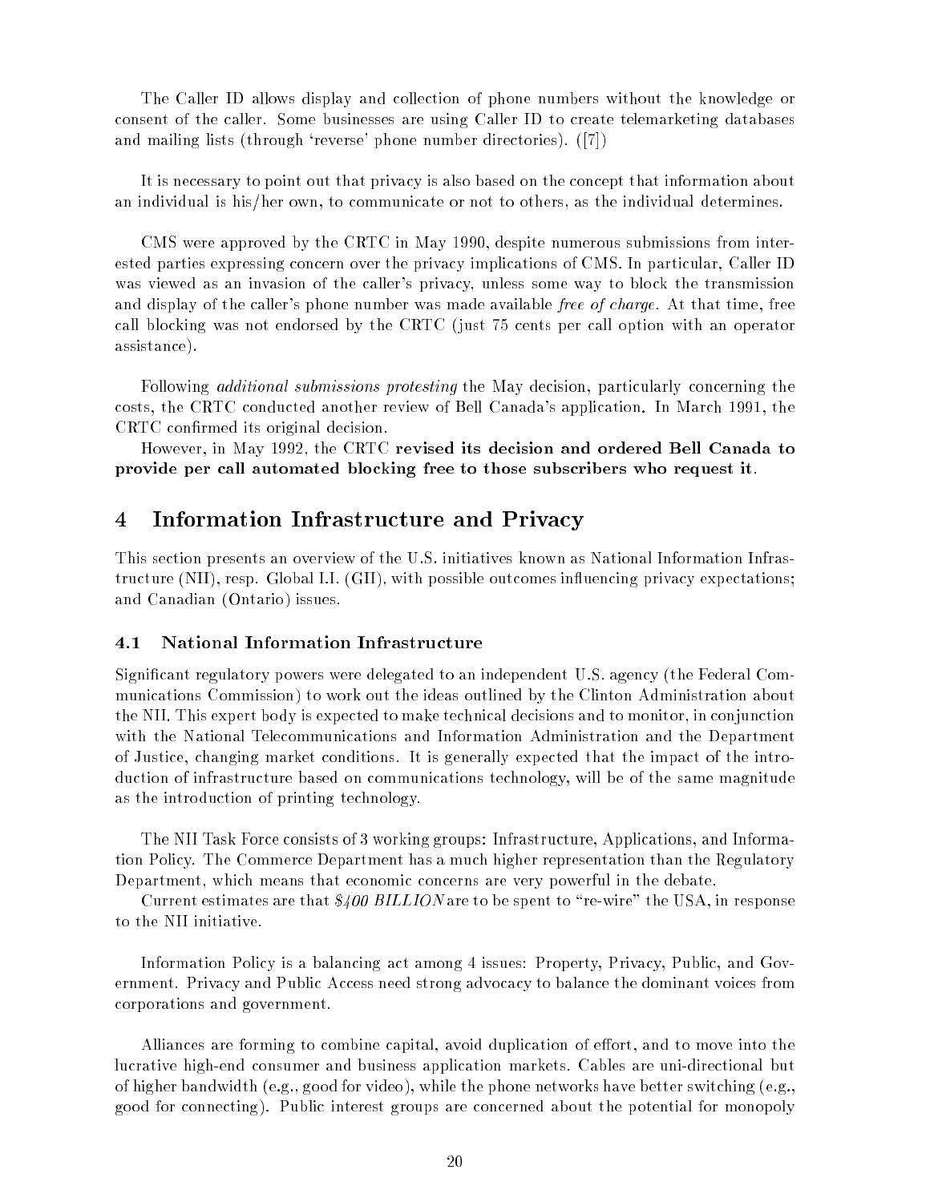The Caller ID allows display and collection of phone numbers without the knowledge or consent of the caller. Some businesses are using Caller ID to create telemarketing databases and mailing lists (through 'reverse' phone number directories). ([7])

It is necessary to point out that privacy is also based on the concept that information about an individual is his/her own, to communicate or not to others, as the individual determines.

CMS were approved by the CRTC in May 1990, despite numerous submissions from interested parties expressing concern over the privacy implications of CMS. In particular, Caller ID was viewed as an invasion of the caller's privacy, unless some way to block the transmission and display of the caller's phone number was made available *free of charge*. At that time, free call blocking was not endorsed by the CRTC (just 75 cents per call option with an operator assistance).

Following *additional submissions protesting* the May decision, particularly concerning the costs, the CRTC conducted another review of Bell Canada's application. In March 1991, the CRTC confirmed its original decision.

However, in May 1992, the CRTC **revised its decision and ordered Bell Canada to provide per call automated blocking free to those subscribers who request it**.

## 4 Information Infrastructure and Privacy

This section presents an overview of the U.S. initiatives known as National Information Infrastructure (NII), resp. Global I.I. (GII), with possible outcomes influencing privacy expectations; and Canadian (Ontario) issues.

### 4.1 National Information Infrastructure

Significant regulatory powers were delegated to an independent U.S. agency (the Federal Communications Commission) to work out the ideas outlined by the Clinton Administration about the NII. This expert body is expected to make technical decisions and to monitor, in conjunction with the National Telecommunications and Information Administration and the Department of Justice, changing market conditions. It is generally expected that the impact of the introduction of infrastructure based on communications technology, will be of the same magnitude as the introduction of printing technology.

The NII Task Force consists of 3 working groups: Infrastructure, Applications, and Information Policy. The Commerce Department has a much higher representation than the Regulatory Department, which means that economic concerns are very powerful in the debate.

Current estimates are that *$400 BILLION* are to be spent to "re-wire" the USA, in response to the NII initiative.

Information Policy is a balancing act among 4 issues: Property, Privacy, Public, and Government. Privacy and Public Access need strong advocacy to balance the dominant voices from corporations and government.

Alliances are forming to combine capital, avoid duplication of effort, and to move into the lucrative high-end consumer and business application markets. Cables are uni-directional but of higher bandwidth (e.g., good for video), while the phone networks have better switching (e.g., good for connecting). Public interest groups are concerned about the potential for monopoly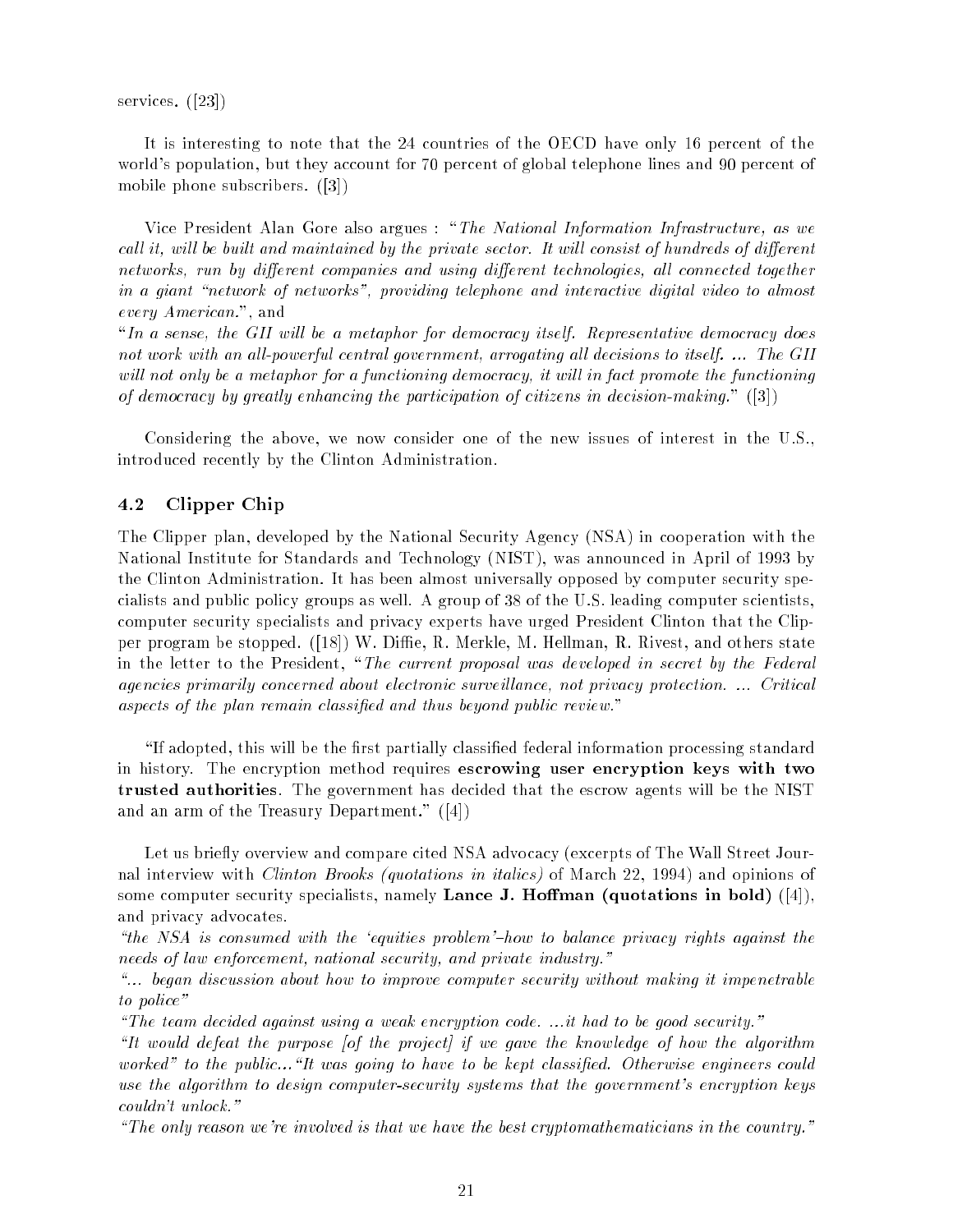services. ([23])

It is interesting to note that the 24 countries of the OECD have only 16 percent of the world's population, but they account for 70 percent of global telephone lines and 90 percent of mobile phone subscribers. ([3])

Vice President Alan Gore also argues : "*The National Information Infrastructure, as we call it, will be built and maintained by the private sector. It will consist of hundreds of different networks, run by different companies and using different technologies, all connected together in a giant "network of networks", providing telephone and interactive digital video to almost every American.*", and
"*In a sense, the GII will be a metaphor for democracy itself. Representative democracy does not work with an all-powerful central government, arrogating all decisions to itself. ... The GII will not only be a metaphor for a functioning democracy, it will in fact promote the functioning of democracy by greatly enhancing the participation of citizens in decision-making.*" ([3])

Considering the above, we now consider one of the new issues of interest in the U.S., introduced recently by the Clinton Administration.

### 4.2 Clipper Chip

The Clipper plan, developed by the National Security Agency (NSA) in cooperation with the National Institute for Standards and Technology (NIST), was announced in April of 1993 by the Clinton Administration. It has been almost universally opposed by computer security specialists and public policy groups as well. A group of 38 of the U.S. leading computer scientists, computer security specialists and privacy experts have urged President Clinton that the Clipper program be stopped. ([18]) W. Diffie, R. Merkle, M. Hellman, R. Rivest, and others state in the letter to the President, "*The current proposal was developed in secret by the Federal agencies primarily concerned about electronic surveillance, not privacy protection. ... Critical aspects of the plan remain classified and thus beyond public review.*"

"If adopted, this will be the first partially classified federal information processing standard in history. The encryption method requires **escrowing user encryption keys with two trusted authorities**. The government has decided that the escrow agents will be the NIST and an arm of the Treasury Department." ([4])

Let us briefly overview and compare cited NSA advocacy (excerpts of The Wall Street Journal interview with *Clinton Brooks (quotations in italics)* of March 22, 1994) and opinions of some computer security specialists, namely **Lance J. Hoffman (quotations in bold)** ([4]), and privacy advocates.
*"the NSA is consumed with the 'equities problem'–how to balance privacy rights against the needs of law enforcement, national security, and private industry."*
*"... began discussion about how to improve computer security without making it impenetrable to police"*
*"The team decided against using a weak encryption code. ...it had to be good security."*
*"It would defeat the purpose [of the project] if we gave the knowledge of how the algorithm worked" to the public..."It was going to have to be kept classified. Otherwise engineers could use the algorithm to design computer-security systems that the government's encryption keys couldn't unlock."*
*"The only reason we're involved is that we have the best cryptomathematicians in the country."*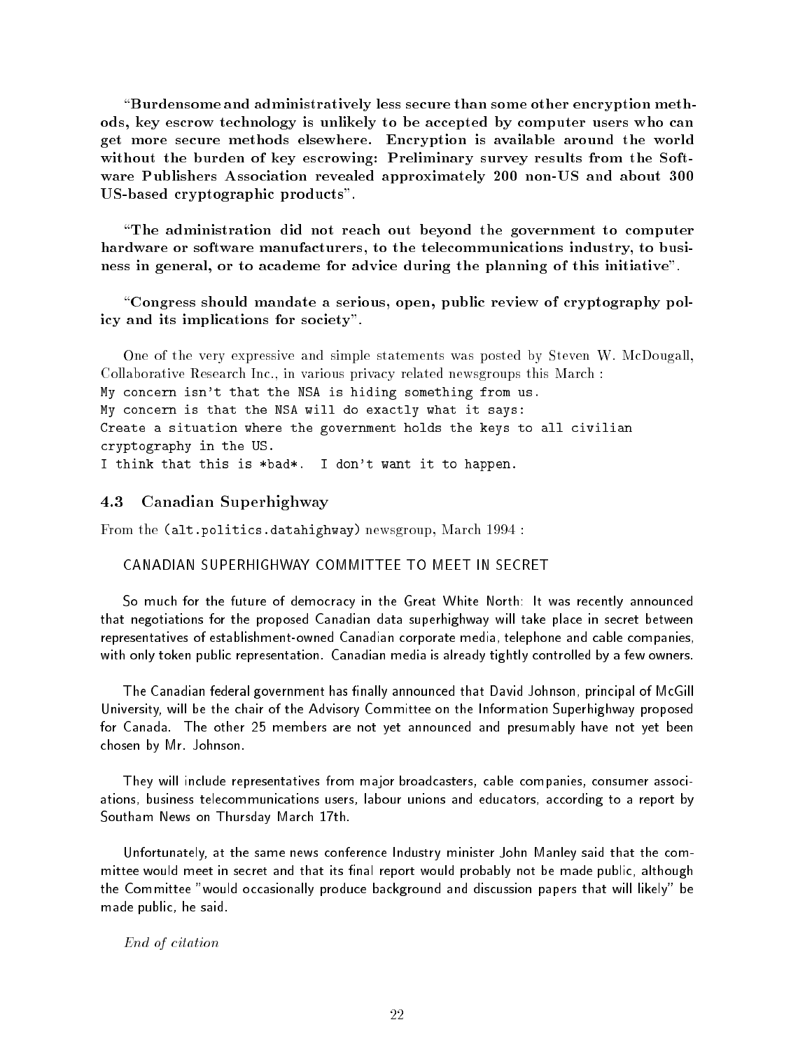**"Burdensome and administratively less secure than some other encryption methods, key escrow technology is unlikely to be accepted by computer users who can get more secure methods elsewhere. Encryption is available around the world without the burden of key escrowing: Preliminary survey results from the Software Publishers Association revealed approximately 200 non-US and about 300 US-based cryptographic products".**

**"The administration did not reach out beyond the government to computer hardware or software manufacturers, to the telecommunications industry, to business in general, or to academe for advice during the planning of this initiative".**

**"Congress should mandate a serious, open, public review of cryptography policy and its implications for society".**

One of the very expressive and simple statements was posted by Steven W. McDougall, Collaborative Research Inc., in various privacy related newsgroups this March :

```
My concern isn't that the NSA is hiding something from us.
My concern is that the NSA will do exactly what it says:
Create a situation where the government holds the keys to all civilian
cryptography in the US.
I think that this is *bad*.  I don't want it to happen.
```

### 4.3 Canadian Superhighway

From the (`alt.politics.datahighway`) newsgroup, March 1994 :

CANADIAN SUPERHIGHWAY COMMITTEE TO MEET IN SECRET

So much for the future of democracy in the Great White North: It was recently announced that negotiations for the proposed Canadian data superhighway will take place in secret between representatives of establishment-owned Canadian corporate media, telephone and cable companies, with only token public representation. Canadian media is already tightly controlled by a few owners.

The Canadian federal government has finally announced that David Johnson, principal of McGill University, will be the chair of the Advisory Committee on the Information Superhighway proposed for Canada. The other 25 members are not yet announced and presumably have not yet been chosen by Mr. Johnson.

They will include representatives from major broadcasters, cable companies, consumer associations, business telecommunications users, labour unions and educators, according to a report by Southam News on Thursday March 17th.

Unfortunately, at the same news conference Industry minister John Manley said that the committee would meet in secret and that its final report would probably not be made public, although the Committee "would occasionally produce background and discussion papers that will likely" be made public, he said.

*End of citation*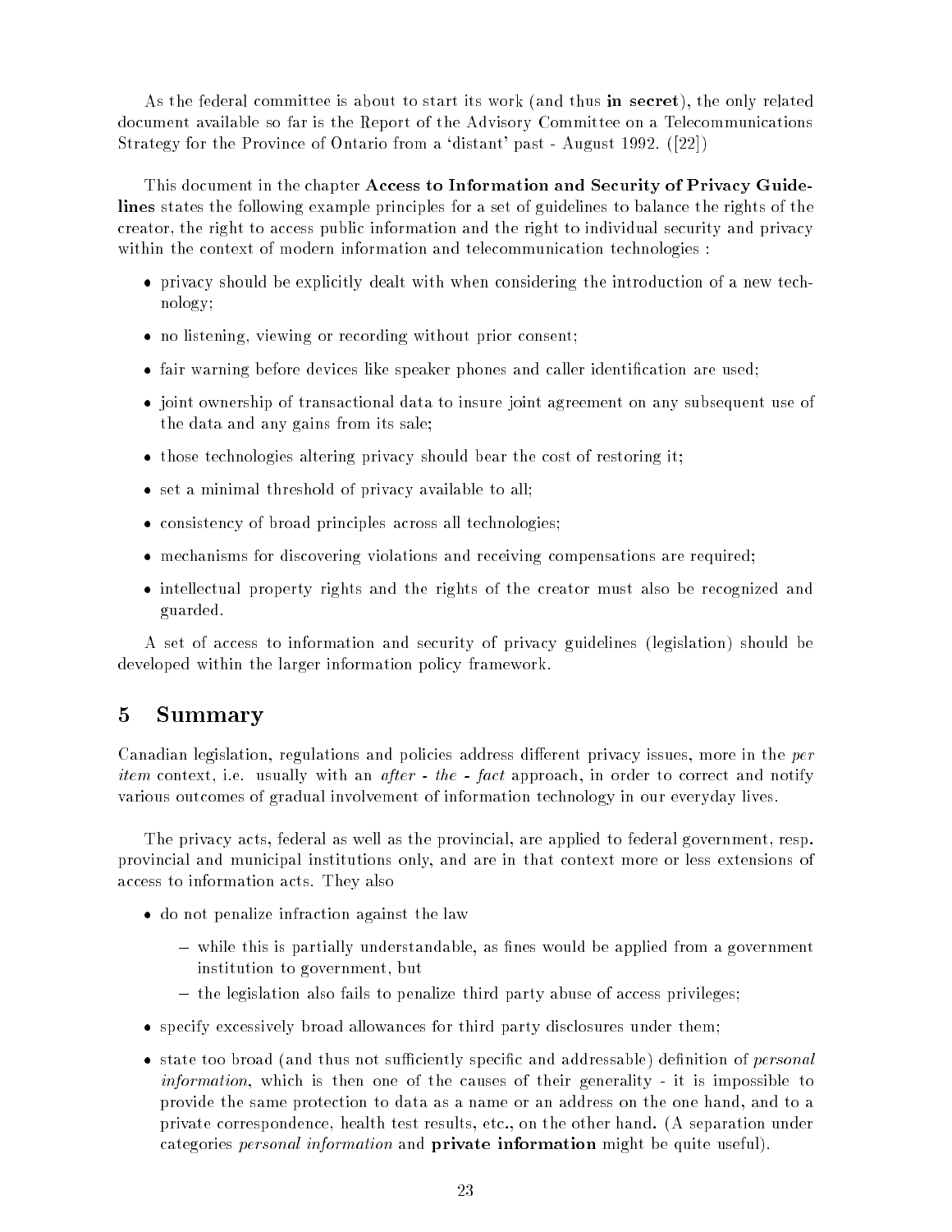As the federal committee is about to start its work (and thus **in secret**), the only related document available so far is the Report of the Advisory Committee on a Telecommunications Strategy for the Province of Ontario from a 'distant' past - August 1992. ([22])

This document in the chapter **Access to Information and Security of Privacy Guidelines** states the following example principles for a set of guidelines to balance the rights of the creator, the right to access public information and the right to individual security and privacy within the context of modern information and telecommunication technologies :

- privacy should be explicitly dealt with when considering the introduction of a new technology;
- no listening, viewing or recording without prior consent;
- fair warning before devices like speaker phones and caller identification are used;
- joint ownership of transactional data to insure joint agreement on any subsequent use of the data and any gains from its sale;
- those technologies altering privacy should bear the cost of restoring it;
- set a minimal threshold of privacy available to all;
- consistency of broad principles across all technologies;
- mechanisms for discovering violations and receiving compensations are required;
- intellectual property rights and the rights of the creator must also be recognized and guarded.

A set of access to information and security of privacy guidelines (legislation) should be developed within the larger information policy framework.

## 5 Summary

Canadian legislation, regulations and policies address different privacy issues, more in the *per item* context, i.e. usually with an *after - the - fact* approach, in order to correct and notify various outcomes of gradual involvement of information technology in our everyday lives.

The privacy acts, federal as well as the provincial, are applied to federal government, resp. provincial and municipal institutions only, and are in that context more or less extensions of access to information acts. They also

- do not penalize infraction against the law
  - while this is partially understandable, as fines would be applied from a government institution to government, but
  - the legislation also fails to penalize third party abuse of access privileges;
- specify excessively broad allowances for third party disclosures under them;
- state too broad (and thus not sufficiently specific and addressable) definition of *personal information*, which is then one of the causes of their generality - it is impossible to provide the same protection to data as a name or an address on the one hand, and to a private correspondence, health test results, etc., on the other hand. (A separation under categories *personal information* and **private information** might be quite useful).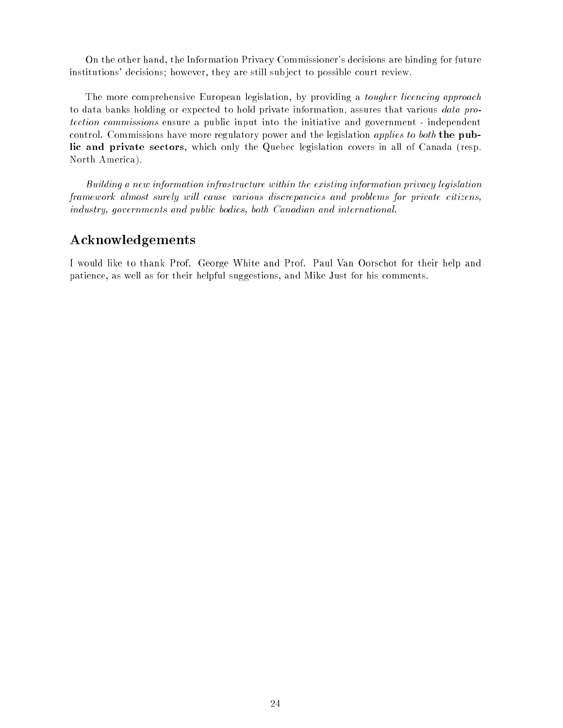On the other hand, the Information Privacy Commissioner's decisions are binding for future institutions' decisions; however, they are still subject to possible court review.

The more comprehensive European legislation, by providing a *tougher licencing approach* to data banks holding or expected to hold private information, assures that various *data protection commissions* ensure a public input into the initiative and government - independent control. Commissions have more regulatory power and the legislation *applies to both* **the public and private sectors**, which only the Quebec legislation covers in all of Canada (resp. North America).

*Building a new information infrastructure within the existing information privacy legislation framework almost surely will cause various discrepancies and problems for private citizens, industry, governments and public bodies, both Canadian and international.*

## Acknowledgements

I would like to thank Prof. George White and Prof. Paul Van Oorschot for their help and patience, as well as for their helpful suggestions, and Mike Just for his comments.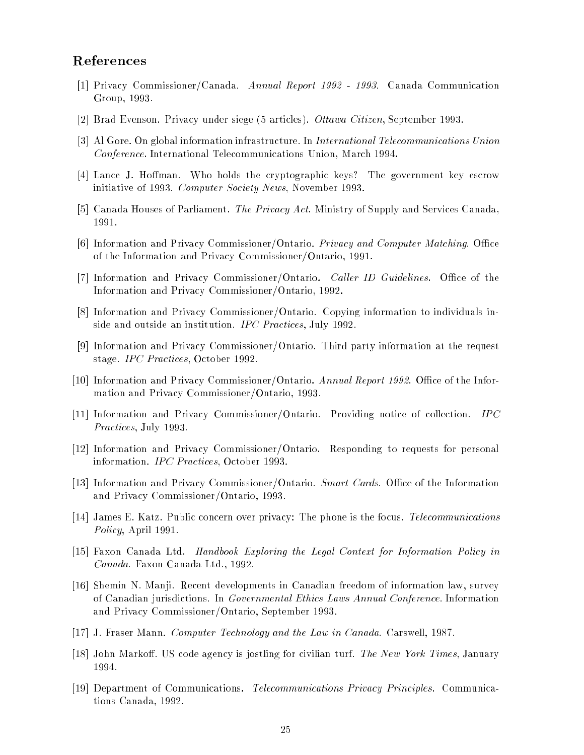## References

[1] Privacy Commissioner/Canada. *Annual Report 1992 - 1993*. Canada Communication Group, 1993.

[2] Brad Evenson. Privacy under siege (5 articles). *Ottawa Citizen*, September 1993.

[3] Al Gore. On global information infrastructure. In *International Telecommunications Union Conference*. International Telecommunications Union, March 1994.

[4] Lance J. Hoffman. Who holds the cryptographic keys? The government key escrow initiative of 1993. *Computer Society News*, November 1993.

[5] Canada Houses of Parliament. *The Privacy Act*. Ministry of Supply and Services Canada, 1991.

[6] Information and Privacy Commissioner/Ontario. *Privacy and Computer Matching*. Office of the Information and Privacy Commissioner/Ontario, 1991.

[7] Information and Privacy Commissioner/Ontario. *Caller ID Guidelines*. Office of the Information and Privacy Commissioner/Ontario, 1992.

[8] Information and Privacy Commissioner/Ontario. Copying information to individuals inside and outside an institution. *IPC Practices*, July 1992.

[9] Information and Privacy Commissioner/Ontario. Third party information at the request stage. *IPC Practices*, October 1992.

[10] Information and Privacy Commissioner/Ontario. *Annual Report 1992*. Office of the Information and Privacy Commissioner/Ontario, 1993.

[11] Information and Privacy Commissioner/Ontario. Providing notice of collection. *IPC Practices*, July 1993.

[12] Information and Privacy Commissioner/Ontario. Responding to requests for personal information. *IPC Practices*, October 1993.

[13] Information and Privacy Commissioner/Ontario. *Smart Cards*. Office of the Information and Privacy Commissioner/Ontario, 1993.

[14] James E. Katz. Public concern over privacy: The phone is the focus. *Telecommunications Policy*, April 1991.

[15] Faxon Canada Ltd. *Handbook Exploring the Legal Context for Information Policy in Canada*. Faxon Canada Ltd., 1992.

[16] Shemin N. Manji. Recent developments in Canadian freedom of information law, survey of Canadian jurisdictions. In *Governmental Ethics Laws Annual Conference*. Information and Privacy Commissioner/Ontario, September 1993.

[17] J. Fraser Mann. *Computer Technology and the Law in Canada*. Carswell, 1987.

[18] John Markoff. US code agency is jostling for civilian turf. *The New York Times*, January 1994.

[19] Department of Communications. *Telecommunications Privacy Principles*. Communications Canada, 1992.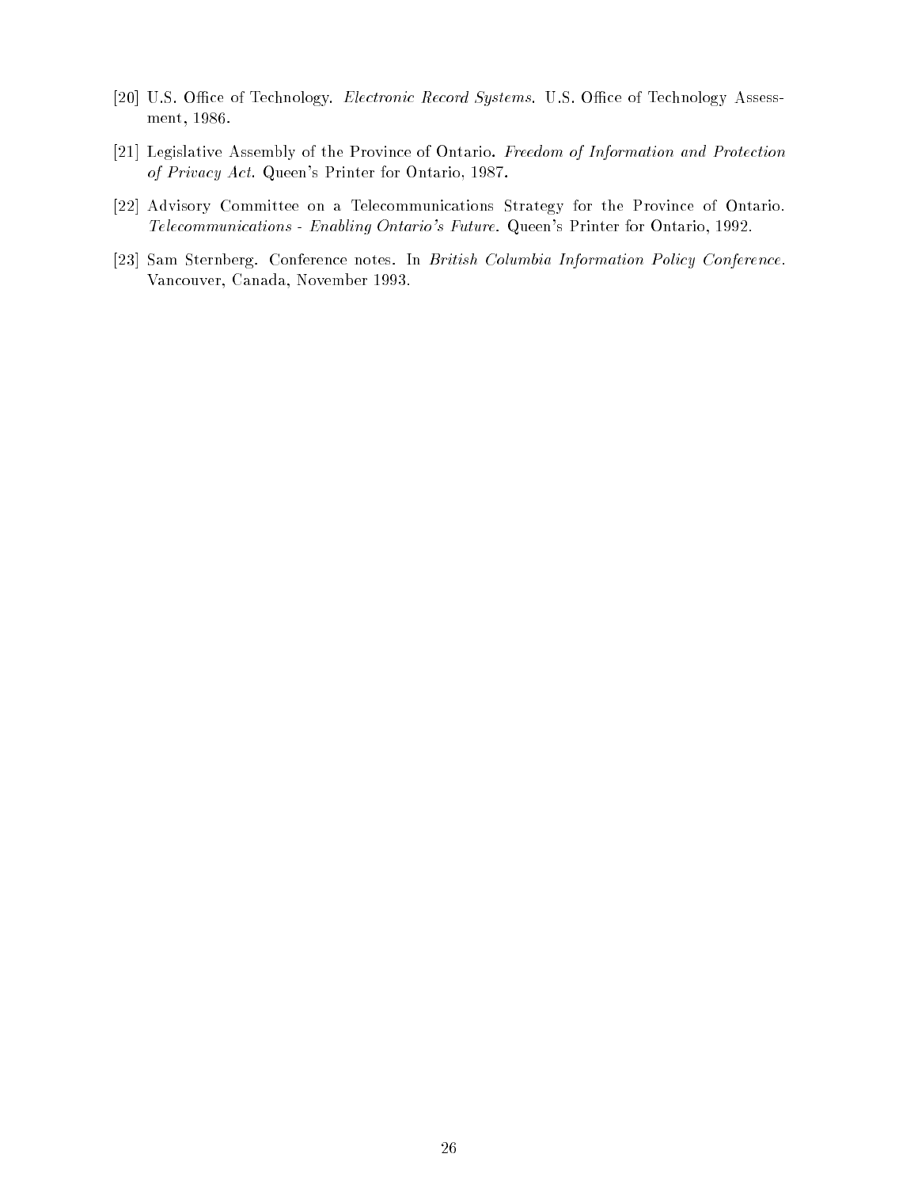[20] U.S. Office of Technology. *Electronic Record Systems.* U.S. Office of Technology Assessment, 1986.

[21] Legislative Assembly of the Province of Ontario. *Freedom of Information and Protection of Privacy Act.* Queen's Printer for Ontario, 1987.

[22] Advisory Committee on a Telecommunications Strategy for the Province of Ontario. *Telecommunications - Enabling Ontario's Future.* Queen's Printer for Ontario, 1992.

[23] Sam Sternberg. Conference notes. In *British Columbia Information Policy Conference.* Vancouver, Canada, November 1993.